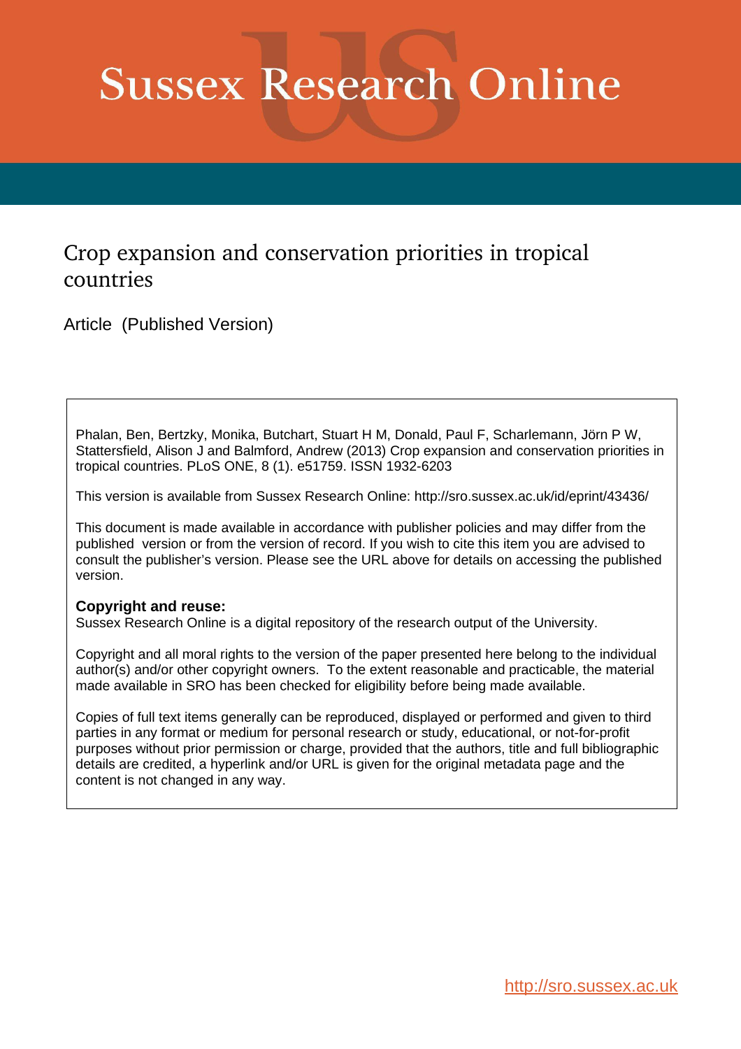# Sussex Research Online

## Crop expansion and conservation priorities in tropical countries

Article (Published Version)

Phalan, Ben, Bertzky, Monika, Butchart, Stuart H M, Donald, Paul F, Scharlemann, Jörn P W, Stattersfield, Alison J and Balmford, Andrew (2013) Crop expansion and conservation priorities in tropical countries. PLoS ONE, 8 (1). e51759. ISSN 1932-6203

This version is available from Sussex Research Online: http://sro.sussex.ac.uk/id/eprint/43436/

This document is made available in accordance with publisher policies and may differ from the published version or from the version of record. If you wish to cite this item you are advised to consult the publisher's version. Please see the URL above for details on accessing the published version.

**Copyright and reuse:**
Sussex Research Online is a digital repository of the research output of the University.

Copyright and all moral rights to the version of the paper presented here belong to the individual author(s) and/or other copyright owners. To the extent reasonable and practicable, the material made available in SRO has been checked for eligibility before being made available.

Copies of full text items generally can be reproduced, displayed or performed and given to third parties in any format or medium for personal research or study, educational, or not-for-profit purposes without prior permission or charge, provided that the authors, title and full bibliographic details are credited, a hyperlink and/or URL is given for the original metadata page and the content is not changed in any way.

http://sro.sussex.ac.uk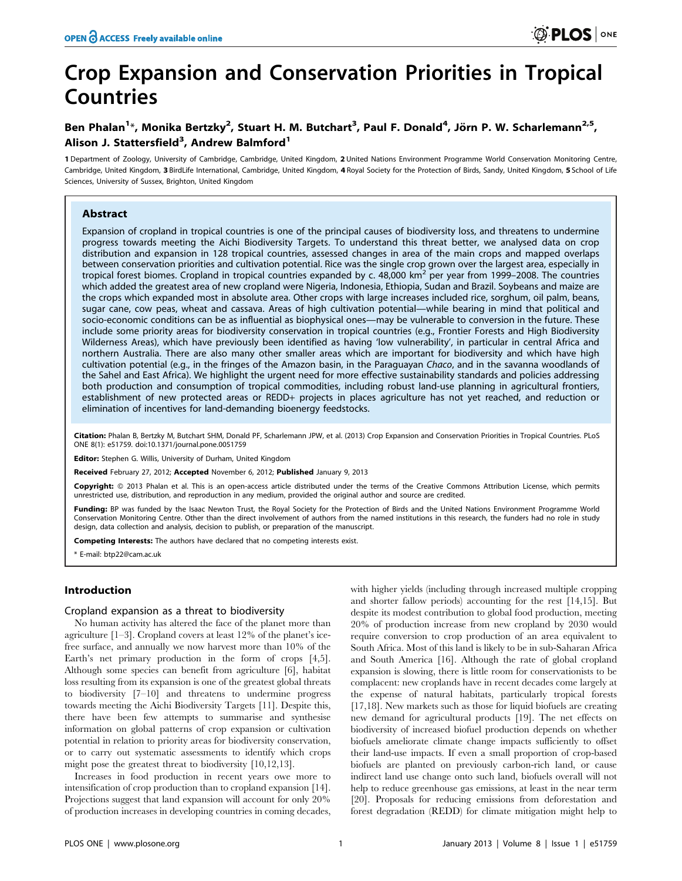# Crop Expansion and Conservation Priorities in Tropical Countries

## Ben Phalan[1]*, Monika Bertzky[2], Stuart H. M. Butchart[3], Paul F. Donald[4], Jörn P. W. Scharlemann[2,5], Alison J. Stattersfield[3], Andrew Balmford[1]

1 Department of Zoology, University of Cambridge, Cambridge, United Kingdom, 2 United Nations Environment Programme World Conservation Monitoring Centre, Cambridge, United Kingdom, 3 BirdLife International, Cambridge, United Kingdom, 4 Royal Society for the Protection of Birds, Sandy, United Kingdom, 5 School of Life Sciences, University of Sussex, Brighton, United Kingdom

### Abstract

Expansion of cropland in tropical countries is one of the principal causes of biodiversity loss, and threatens to undermine progress towards meeting the Aichi Biodiversity Targets. To understand this threat better, we analysed data on crop distribution and expansion in 128 tropical countries, assessed changes in area of the main crops and mapped overlaps between conservation priorities and cultivation potential. Rice was the single crop grown over the largest area, especially in tropical forest biomes. Cropland in tropical countries expanded by c. 48,000 km$^2$ per year from 1999–2008. The countries which added the greatest area of new cropland were Nigeria, Indonesia, Ethiopia, Sudan and Brazil. Soybeans and maize are the crops which expanded most in absolute area. Other crops with large increases included rice, sorghum, oil palm, beans, sugar cane, cow peas, wheat and cassava. Areas of high cultivation potential—while bearing in mind that political and socio-economic conditions can be as influential as biophysical ones—may be vulnerable to conversion in the future. These include some priority areas for biodiversity conservation in tropical countries (e.g., Frontier Forests and High Biodiversity Wilderness Areas), which have previously been identified as having 'low vulnerability', in particular in central Africa and northern Australia. There are also many other smaller areas which are important for biodiversity and which have high cultivation potential (e.g., in the fringes of the Amazon basin, in the Paraguayan *Chaco*, and in the savanna woodlands of the Sahel and East Africa). We highlight the urgent need for more effective sustainability standards and policies addressing both production and consumption of tropical commodities, including robust land-use planning in agricultural frontiers, establishment of new protected areas or REDD+ projects in places agriculture has not yet reached, and reduction or elimination of incentives for land-demanding bioenergy feedstocks.

**Citation:** Phalan B, Bertzky M, Butchart SHM, Donald PF, Scharlemann JPW, et al. (2013) Crop Expansion and Conservation Priorities in Tropical Countries. PLoS ONE 8(1): e51759. doi:10.1371/journal.pone.0051759

**Editor:** Stephen G. Willis, University of Durham, United Kingdom

**Received** February 27, 2012; **Accepted** November 6, 2012; **Published** January 9, 2013

**Copyright:** © 2013 Phalan et al. This is an open-access article distributed under the terms of the Creative Commons Attribution License, which permits unrestricted use, distribution, and reproduction in any medium, provided the original author and source are credited.

**Funding:** BP was funded by the Isaac Newton Trust, the Royal Society for the Protection of Birds and the United Nations Environment Programme World Conservation Monitoring Centre. Other than the direct involvement of authors from the named institutions in this research, the funders had no role in study design, data collection and analysis, decision to publish, or preparation of the manuscript.

**Competing Interests:** The authors have declared that no competing interests exist.

\* E-mail: btp22@cam.ac.uk

## Introduction

### Cropland expansion as a threat to biodiversity

No human activity has altered the face of the planet more than agriculture [1–3]. Cropland covers at least 12% of the planet's ice-free surface, and annually we now harvest more than 10% of the Earth's net primary production in the form of crops [4,5]. Although some species can benefit from agriculture [6], habitat loss resulting from its expansion is one of the greatest global threats to biodiversity [7–10] and threatens to undermine progress towards meeting the Aichi Biodiversity Targets [11]. Despite this, there have been few attempts to summarise and synthesise information on global patterns of crop expansion or cultivation potential in relation to priority areas for biodiversity conservation, or to carry out systematic assessments to identify which crops might pose the greatest threat to biodiversity [10,12,13].

Increases in food production in recent years owe more to intensification of crop production than to cropland expansion [14]. Projections suggest that land expansion will account for only 20% of production increases in developing countries in coming decades, with higher yields (including through increased multiple cropping and shorter fallow periods) accounting for the rest [14,15]. But despite its modest contribution to global food production, meeting 20% of production increase from new cropland by 2030 would require conversion to crop production of an area equivalent to South Africa. Most of this land is likely to be in sub-Saharan Africa and South America [16]. Although the rate of global cropland expansion is slowing, there is little room for conservationists to be complacent: new croplands have in recent decades come largely at the expense of natural habitats, particularly tropical forests [17,18]. New markets such as those for liquid biofuels are creating new demand for agricultural products [19]. The net effects on biodiversity of increased biofuel production depends on whether biofuels ameliorate climate change impacts sufficiently to offset their land-use impacts. If even a small proportion of crop-based biofuels are planted on previously carbon-rich land, or cause indirect land use change onto such land, biofuels overall will not help to reduce greenhouse gas emissions, at least in the near term [20]. Proposals for reducing emissions from deforestation and forest degradation (REDD) for climate mitigation might help to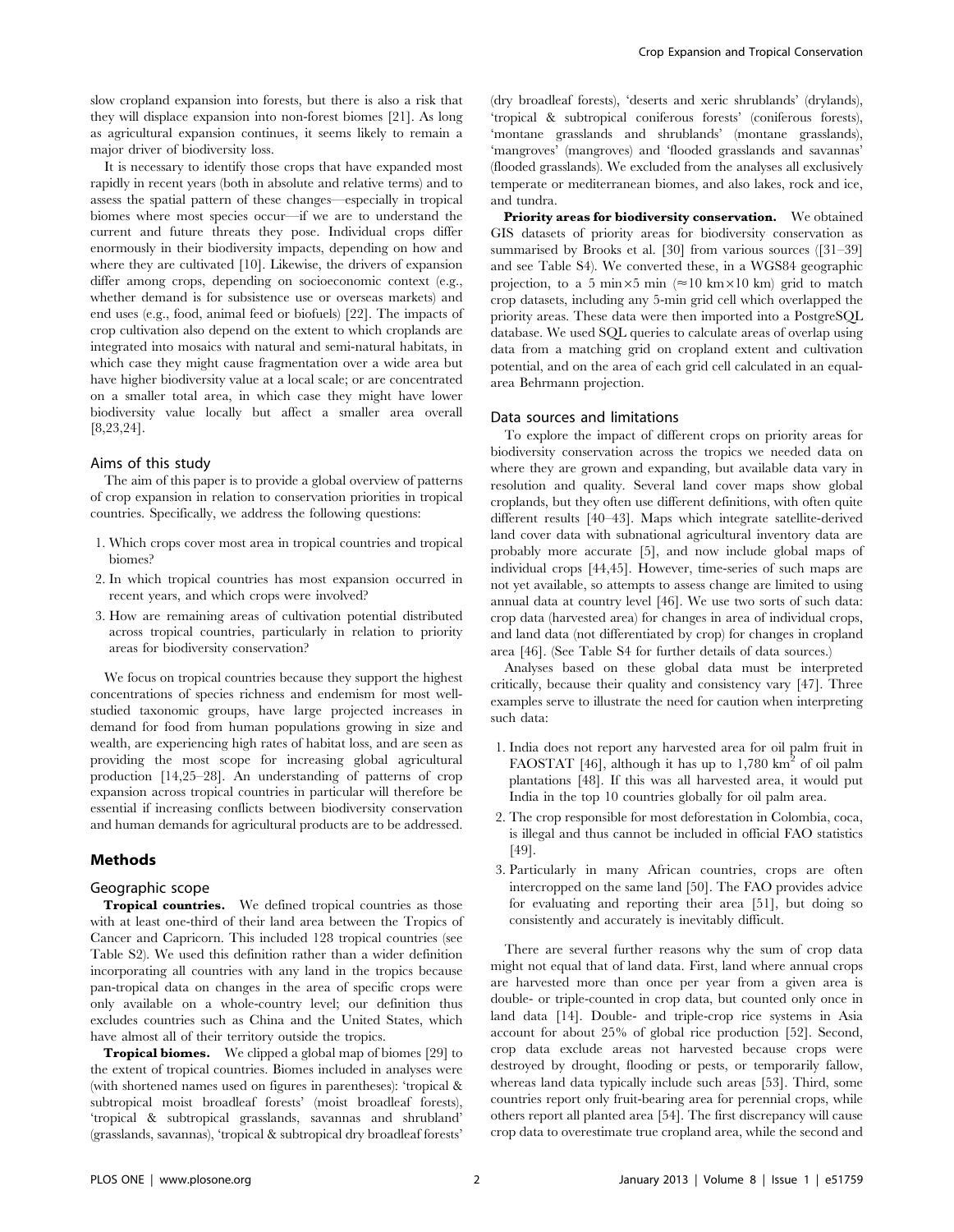slow cropland expansion into forests, but there is also a risk that they will displace expansion into non-forest biomes [21]. As long as agricultural expansion continues, it seems likely to remain a major driver of biodiversity loss.

It is necessary to identify those crops that have expanded most rapidly in recent years (both in absolute and relative terms) and to assess the spatial pattern of these changes—especially in tropical biomes where most species occur—if we are to understand the current and future threats they pose. Individual crops differ enormously in their biodiversity impacts, depending on how and where they are cultivated [10]. Likewise, the drivers of expansion differ among crops, depending on socioeconomic context (e.g., whether demand is for subsistence use or overseas markets) and end uses (e.g., food, animal feed or biofuels) [22]. The impacts of crop cultivation also depend on the extent to which croplands are integrated into mosaics with natural and semi-natural habitats, in which case they might cause fragmentation over a wide area but have higher biodiversity value at a local scale; or are concentrated on a smaller total area, in which case they might have lower biodiversity value locally but affect a smaller area overall [8,23,24].

### Aims of this study

The aim of this paper is to provide a global overview of patterns of crop expansion in relation to conservation priorities in tropical countries. Specifically, we address the following questions:

1. Which crops cover most area in tropical countries and tropical biomes?
2. In which tropical countries has most expansion occurred in recent years, and which crops were involved?
3. How are remaining areas of cultivation potential distributed across tropical countries, particularly in relation to priority areas for biodiversity conservation?

We focus on tropical countries because they support the highest concentrations of species richness and endemism for most well-studied taxonomic groups, have large projected increases in demand for food from human populations growing in size and wealth, are experiencing high rates of habitat loss, and are seen as providing the most scope for increasing global agricultural production [14,25–28]. An understanding of patterns of crop expansion across tropical countries in particular will therefore be essential if increasing conflicts between biodiversity conservation and human demands for agricultural products are to be addressed.

## Methods

### Geographic scope

**Tropical countries.** We defined tropical countries as those with at least one-third of their land area between the Tropics of Cancer and Capricorn. This included 128 tropical countries (see Table S2). We used this definition rather than a wider definition incorporating all countries with any land in the tropics because pan-tropical data on changes in the area of specific crops were only available on a whole-country level; our definition thus excludes countries such as China and the United States, which have almost all of their territory outside the tropics.

**Tropical biomes.** We clipped a global map of biomes [29] to the extent of tropical countries. Biomes included in analyses were (with shortened names used on figures in parentheses): 'tropical & subtropical moist broadleaf forests' (moist broadleaf forests), 'tropical & subtropical grasslands, savannas and shrubland' (grasslands, savannas), 'tropical & subtropical dry broadleaf forests' (dry broadleaf forests), 'deserts and xeric shrublands' (drylands), 'tropical & subtropical coniferous forests' (coniferous forests), 'montane grasslands and shrublands' (montane grasslands), 'mangroves' (mangroves) and 'flooded grasslands and savannas' (flooded grasslands). We excluded from the analyses all exclusively temperate or mediterranean biomes, and also lakes, rock and ice, and tundra.

**Priority areas for biodiversity conservation.** We obtained GIS datasets of priority areas for biodiversity conservation as summarised by Brooks et al. [30] from various sources ([31–39] and see Table S4). We converted these, in a WGS84 geographic projection, to a 5 min×5 min (≈10 km×10 km) grid to match crop datasets, including any 5-min grid cell which overlapped the priority areas. These data were then imported into a PostgreSQL database. We used SQL queries to calculate areas of overlap using data from a matching grid on cropland extent and cultivation potential, and on the area of each grid cell calculated in an equal-area Behrmann projection.

### Data sources and limitations

To explore the impact of different crops on priority areas for biodiversity conservation across the tropics we needed data on where they are grown and expanding, but available data vary in resolution and quality. Several land cover maps show global croplands, but they often use different definitions, with often quite different results [40–43]. Maps which integrate satellite-derived land cover data with subnational agricultural inventory data are probably more accurate [5], and now include global maps of individual crops [44,45]. However, time-series of such maps are not yet available, so attempts to assess change are limited to using annual data at country level [46]. We use two sorts of such data: crop data (harvested area) for changes in area of individual crops, and land data (not differentiated by crop) for changes in cropland area [46]. (See Table S4 for further details of data sources.)

Analyses based on these global data must be interpreted critically, because their quality and consistency vary [47]. Three examples serve to illustrate the need for caution when interpreting such data:

1. India does not report any harvested area for oil palm fruit in FAOSTAT [46], although it has up to 1,780 $km^2$ of oil palm plantations [48]. If this was all harvested area, it would put India in the top 10 countries globally for oil palm area.
2. The crop responsible for most deforestation in Colombia, coca, is illegal and thus cannot be included in official FAO statistics [49].
3. Particularly in many African countries, crops are often intercropped on the same land [50]. The FAO provides advice for evaluating and reporting their area [51], but doing so consistently and accurately is inevitably difficult.

There are several further reasons why the sum of crop data might not equal that of land data. First, land where annual crops are harvested more than once per year from a given area is double- or triple-counted in crop data, but counted only once in land data [14]. Double- and triple-crop rice systems in Asia account for about 25% of global rice production [52]. Second, crop data exclude areas not harvested because crops were destroyed by drought, flooding or pests, or temporarily fallow, whereas land data typically include such areas [53]. Third, some countries report only fruit-bearing area for perennial crops, while others report all planted area [54]. The first discrepancy will cause crop data to overestimate true cropland area, while the second and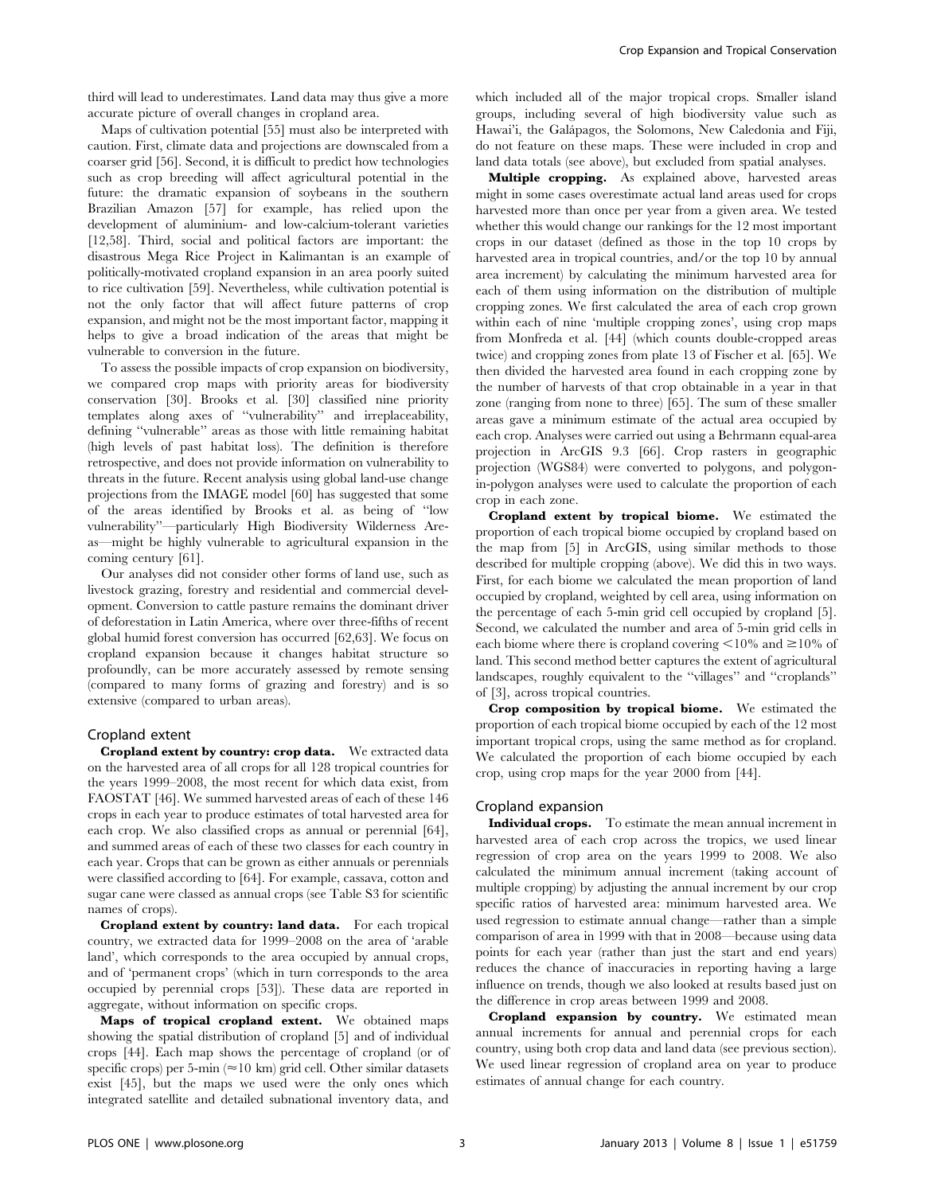third will lead to underestimates. Land data may thus give a more accurate picture of overall changes in cropland area.

Maps of cultivation potential [55] must also be interpreted with caution. First, climate data and projections are downscaled from a coarser grid [56]. Second, it is difficult to predict how technologies such as crop breeding will affect agricultural potential in the future: the dramatic expansion of soybeans in the southern Brazilian Amazon [57] for example, has relied upon the development of aluminium- and low-calcium-tolerant varieties [12,58]. Third, social and political factors are important: the disastrous Mega Rice Project in Kalimantan is an example of politically-motivated cropland expansion in an area poorly suited to rice cultivation [59]. Nevertheless, while cultivation potential is not the only factor that will affect future patterns of crop expansion, and might not be the most important factor, mapping it helps to give a broad indication of the areas that might be vulnerable to conversion in the future.

To assess the possible impacts of crop expansion on biodiversity, we compared crop maps with priority areas for biodiversity conservation [30]. Brooks et al. [30] classified nine priority templates along axes of ''vulnerability'' and irreplaceability, defining ''vulnerable'' areas as those with little remaining habitat (high levels of past habitat loss). The definition is therefore retrospective, and does not provide information on vulnerability to threats in the future. Recent analysis using global land-use change projections from the IMAGE model [60] has suggested that some of the areas identified by Brooks et al. as being of ''low vulnerability''—particularly High Biodiversity Wilderness Areas—might be highly vulnerable to agricultural expansion in the coming century [61].

Our analyses did not consider other forms of land use, such as livestock grazing, forestry and residential and commercial development. Conversion to cattle pasture remains the dominant driver of deforestation in Latin America, where over three-fifths of recent global humid forest conversion has occurred [62,63]. We focus on cropland expansion because it changes habitat structure so profoundly, can be more accurately assessed by remote sensing (compared to many forms of grazing and forestry) and is so extensive (compared to urban areas).

## Cropland extent

**Cropland extent by country: crop data.** We extracted data on the harvested area of all crops for all 128 tropical countries for the years 1999–2008, the most recent for which data exist, from FAOSTAT [46]. We summed harvested areas of each of these 146 crops in each year to produce estimates of total harvested area for each crop. We also classified crops as annual or perennial [64], and summed areas of each of these two classes for each country in each year. Crops that can be grown as either annuals or perennials were classified according to [64]. For example, cassava, cotton and sugar cane were classed as annual crops (see Table S3 for scientific names of crops).

**Cropland extent by country: land data.** For each tropical country, we extracted data for 1999–2008 on the area of 'arable land', which corresponds to the area occupied by annual crops, and of 'permanent crops' (which in turn corresponds to the area occupied by perennial crops [53]). These data are reported in aggregate, without information on specific crops.

**Maps of tropical cropland extent.** We obtained maps showing the spatial distribution of cropland [5] and of individual crops [44]. Each map shows the percentage of cropland (or of specific crops) per 5-min (≈10 km) grid cell. Other similar datasets exist [45], but the maps we used were the only ones which integrated satellite and detailed subnational inventory data, and which included all of the major tropical crops. Smaller island groups, including several of high biodiversity value such as Hawai'i, the Galápagos, the Solomons, New Caledonia and Fiji, do not feature on these maps. These were included in crop and land data totals (see above), but excluded from spatial analyses.

**Multiple cropping.** As explained above, harvested areas might in some cases overestimate actual land areas used for crops harvested more than once per year from a given area. We tested whether this would change our rankings for the 12 most important crops in our dataset (defined as those in the top 10 crops by harvested area in tropical countries, and/or the top 10 by annual area increment) by calculating the minimum harvested area for each of them using information on the distribution of multiple cropping zones. We first calculated the area of each crop grown within each of nine 'multiple cropping zones', using crop maps from Monfreda et al. [44] (which counts double-cropped areas twice) and cropping zones from plate 13 of Fischer et al. [65]. We then divided the harvested area found in each cropping zone by the number of harvests of that crop obtainable in a year in that zone (ranging from none to three) [65]. The sum of these smaller areas gave a minimum estimate of the actual area occupied by each crop. Analyses were carried out using a Behrmann equal-area projection in ArcGIS 9.3 [66]. Crop rasters in geographic projection (WGS84) were converted to polygons, and polygon-in-polygon analyses were used to calculate the proportion of each crop in each zone.

**Cropland extent by tropical biome.** We estimated the proportion of each tropical biome occupied by cropland based on the map from [5] in ArcGIS, using similar methods to those described for multiple cropping (above). We did this in two ways. First, for each biome we calculated the mean proportion of land occupied by cropland, weighted by cell area, using information on the percentage of each 5-min grid cell occupied by cropland [5]. Second, we calculated the number and area of 5-min grid cells in each biome where there is cropland covering <10% and ≥10% of land. This second method better captures the extent of agricultural landscapes, roughly equivalent to the ''villages'' and ''croplands'' of [3], across tropical countries.

**Crop composition by tropical biome.** We estimated the proportion of each tropical biome occupied by each of the 12 most important tropical crops, using the same method as for cropland. We calculated the proportion of each biome occupied by each crop, using crop maps for the year 2000 from [44].

## Cropland expansion

**Individual crops.** To estimate the mean annual increment in harvested area of each crop across the tropics, we used linear regression of crop area on the years 1999 to 2008. We also calculated the minimum annual increment (taking account of multiple cropping) by adjusting the annual increment by our crop specific ratios of harvested area: minimum harvested area. We used regression to estimate annual change—rather than a simple comparison of area in 1999 with that in 2008—because using data points for each year (rather than just the start and end years) reduces the chance of inaccuracies in reporting having a large influence on trends, though we also looked at results based just on the difference in crop areas between 1999 and 2008.

**Cropland expansion by country.** We estimated mean annual increments for annual and perennial crops for each country, using both crop data and land data (see previous section). We used linear regression of cropland area on year to produce estimates of annual change for each country.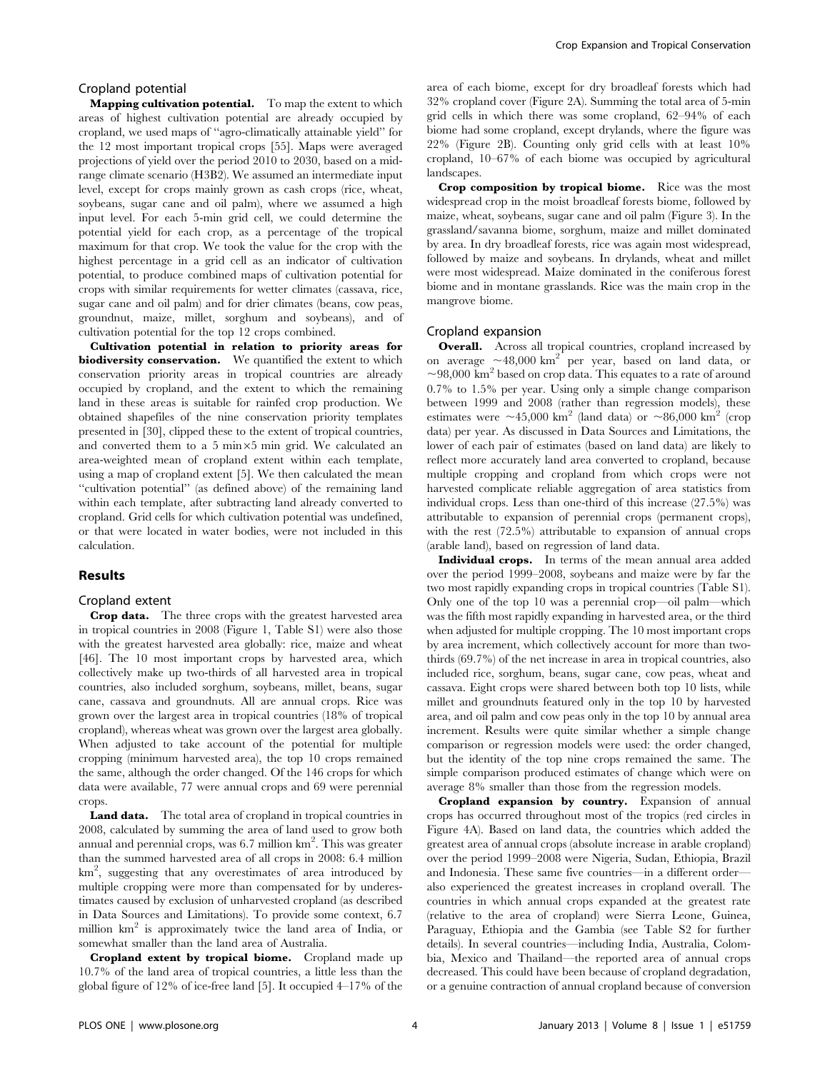## Cropland potential

**Mapping cultivation potential.** To map the extent to which areas of highest cultivation potential are already occupied by cropland, we used maps of "agro-climatically attainable yield" for the 12 most important tropical crops [55]. Maps were averaged projections of yield over the period 2010 to 2030, based on a mid-range climate scenario (H3B2). We assumed an intermediate input level, except for crops mainly grown as cash crops (rice, wheat, soybeans, sugar cane and oil palm), where we assumed a high input level. For each 5-min grid cell, we could determine the potential yield for each crop, as a percentage of the tropical maximum for that crop. We took the value for the crop with the highest percentage in a grid cell as an indicator of cultivation potential, to produce combined maps of cultivation potential for crops with similar requirements for wetter climates (cassava, rice, sugar cane and oil palm) and for drier climates (beans, cow peas, groundnut, maize, millet, sorghum and soybeans), and of cultivation potential for the top 12 crops combined.

**Cultivation potential in relation to priority areas for biodiversity conservation.** We quantified the extent to which conservation priority areas in tropical countries are already occupied by cropland, and the extent to which the remaining land in these areas is suitable for rainfed crop production. We obtained shapefiles of the nine conservation priority templates presented in [30], clipped these to the extent of tropical countries, and converted them to a 5 min×5 min grid. We calculated an area-weighted mean of cropland extent within each template, using a map of cropland extent [5]. We then calculated the mean "cultivation potential" (as defined above) of the remaining land within each template, after subtracting land already converted to cropland. Grid cells for which cultivation potential was undefined, or that were located in water bodies, were not included in this calculation.

# Results

## Cropland extent

**Crop data.** The three crops with the greatest harvested area in tropical countries in 2008 (Figure 1, Table S1) were also those with the greatest harvested area globally: rice, maize and wheat [46]. The 10 most important crops by harvested area, which collectively make up two-thirds of all harvested area in tropical countries, also included sorghum, soybeans, millet, beans, sugar cane, cassava and groundnuts. All are annual crops. Rice was grown over the largest area in tropical countries (18% of tropical cropland), whereas wheat was grown over the largest area globally. When adjusted to take account of the potential for multiple cropping (minimum harvested area), the top 10 crops remained the same, although the order changed. Of the 146 crops for which data were available, 77 were annual crops and 69 were perennial crops.

**Land data.** The total area of cropland in tropical countries in 2008, calculated by summing the area of land used to grow both annual and perennial crops, was 6.7 million km$^2$. This was greater than the summed harvested area of all crops in 2008: 6.4 million km$^2$, suggesting that any overestimates of area introduced by multiple cropping were more than compensated for by underestimates caused by exclusion of unharvested cropland (as described in Data Sources and Limitations). To provide some context, 6.7 million km$^2$ is approximately twice the land area of India, or somewhat smaller than the land area of Australia.

**Cropland extent by tropical biome.** Cropland made up 10.7% of the land area of tropical countries, a little less than the global figure of 12% of ice-free land [5]. It occupied 4–17% of the area of each biome, except for dry broadleaf forests which had 32% cropland cover (Figure 2A). Summing the total area of 5-min grid cells in which there was some cropland, 62–94% of each biome had some cropland, except drylands, where the figure was 22% (Figure 2B). Counting only grid cells with at least 10% cropland, 10–67% of each biome was occupied by agricultural landscapes.

**Crop composition by tropical biome.** Rice was the most widespread crop in the moist broadleaf forests biome, followed by maize, wheat, soybeans, sugar cane and oil palm (Figure 3). In the grassland/savanna biome, sorghum, maize and millet dominated by area. In dry broadleaf forests, rice was again most widespread, followed by maize and soybeans. In drylands, wheat and millet were most widespread. Maize dominated in the coniferous forest biome and in montane grasslands. Rice was the main crop in the mangrove biome.

## Cropland expansion

**Overall.** Across all tropical countries, cropland increased by on average ~48,000 km$^2$ per year, based on land data, or ~98,000 km$^2$ based on crop data. This equates to a rate of around 0.7% to 1.5% per year. Using only a simple change comparison between 1999 and 2008 (rather than regression models), these estimates were ~45,000 km$^2$ (land data) or ~86,000 km$^2$ (crop data) per year. As discussed in Data Sources and Limitations, the lower of each pair of estimates (based on land data) are likely to reflect more accurately land area converted to cropland, because multiple cropping and cropland from which crops were not harvested complicate reliable aggregation of area statistics from individual crops. Less than one-third of this increase (27.5%) was attributable to expansion of perennial crops (permanent crops), with the rest (72.5%) attributable to expansion of annual crops (arable land), based on regression of land data.

**Individual crops.** In terms of the mean annual area added over the period 1999–2008, soybeans and maize were by far the two most rapidly expanding crops in tropical countries (Table S1). Only one of the top 10 was a perennial crop—oil palm—which was the fifth most rapidly expanding in harvested area, or the third when adjusted for multiple cropping. The 10 most important crops by area increment, which collectively account for more than two-thirds (69.7%) of the net increase in area in tropical countries, also included rice, sorghum, beans, sugar cane, cow peas, wheat and cassava. Eight crops were shared between both top 10 lists, while millet and groundnuts featured only in the top 10 by harvested area, and oil palm and cow peas only in the top 10 by annual area increment. Results were quite similar whether a simple change comparison or regression models were used: the order changed, but the identity of the top nine crops remained the same. The simple comparison produced estimates of change which were on average 8% smaller than those from the regression models.

**Cropland expansion by country.** Expansion of annual crops has occurred throughout most of the tropics (red circles in Figure 4A). Based on land data, the countries which added the greatest area of annual crops (absolute increase in arable cropland) over the period 1999–2008 were Nigeria, Sudan, Ethiopia, Brazil and Indonesia. These same five countries—in a different order—also experienced the greatest increases in cropland overall. The countries in which annual crops expanded at the greatest rate (relative to the area of cropland) were Sierra Leone, Guinea, Paraguay, Ethiopia and the Gambia (see Table S2 for further details). In several countries—including India, Australia, Colombia, Mexico and Thailand—the reported area of annual crops decreased. This could have been because of cropland degradation, or a genuine contraction of annual cropland because of conversion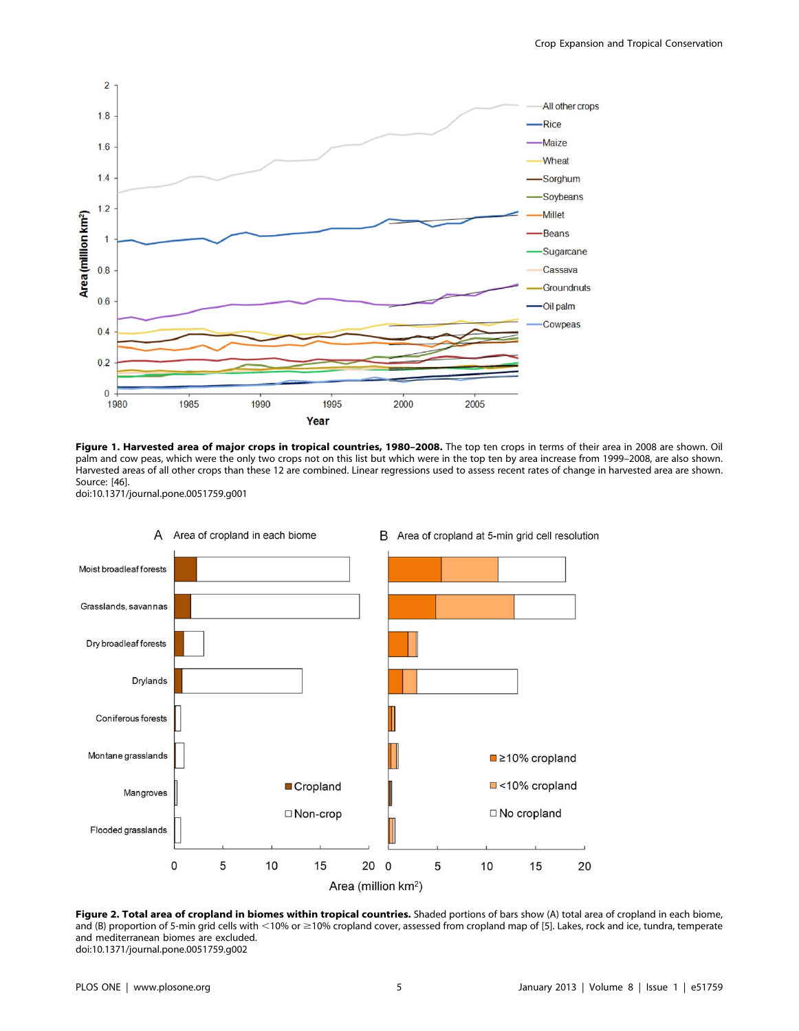**Figure 1. Harvested area of major crops in tropical countries, 1980–2008.** The top ten crops in terms of their area in 2008 are shown. Oil palm and cow peas, which were the only two crops not on this list but which were in the top ten by area increase from 1999–2008, are also shown. Harvested areas of all other crops than these 12 are combined. Linear regressions used to assess recent rates of change in harvested area are shown. Source: [46].
doi:10.1371/journal.pone.0051759.g001

**Figure 2. Total area of cropland in biomes within tropical countries.** Shaded portions of bars show (A) total area of cropland in each biome, and (B) proportion of 5-min grid cells with <10% or ≥10% cropland cover, assessed from cropland map of [5]. Lakes, rock and ice, tundra, temperate and mediterranean biomes are excluded.
doi:10.1371/journal.pone.0051759.g002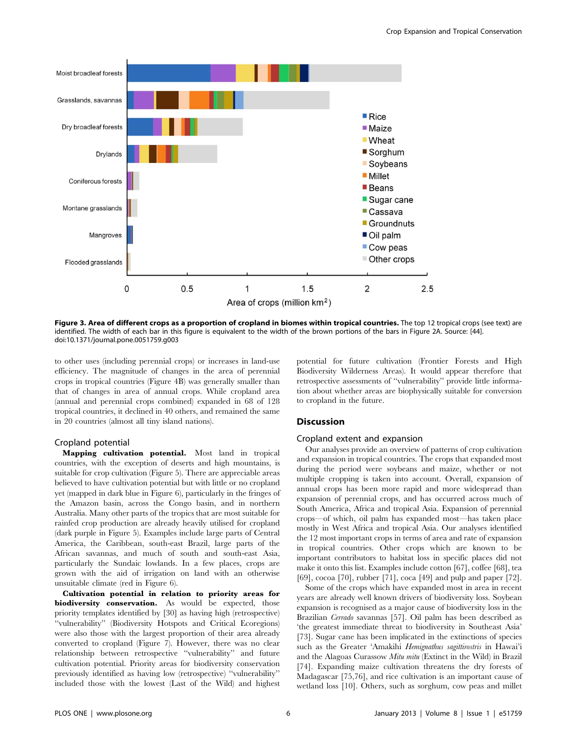**Figure 3. Area of different crops as a proportion of cropland in biomes within tropical countries.** The top 12 tropical crops (see text) are identified. The width of each bar in this figure is equivalent to the width of the brown portions of the bars in Figure 2A. Source: [44]. doi:10.1371/journal.pone.0051759.g003

to other uses (including perennial crops) or increases in land-use efficiency. The magnitude of changes in the area of perennial crops in tropical countries (Figure 4B) was generally smaller than that of changes in area of annual crops. While cropland area (annual and perennial crops combined) expanded in 68 of 128 tropical countries, it declined in 40 others, and remained the same in 20 countries (almost all tiny island nations).

### Cropland potential

**Mapping cultivation potential.** Most land in tropical countries, with the exception of deserts and high mountains, is suitable for crop cultivation (Figure 5). There are appreciable areas believed to have cultivation potential but with little or no cropland yet (mapped in dark blue in Figure 6), particularly in the fringes of the Amazon basin, across the Congo basin, and in northern Australia. Many other parts of the tropics that are most suitable for rainfed crop production are already heavily utilised for cropland (dark purple in Figure 5). Examples include large parts of Central America, the Caribbean, south-east Brazil, large parts of the African savannas, and much of south and south-east Asia, particularly the Sundaic lowlands. In a few places, crops are grown with the aid of irrigation on land with an otherwise unsuitable climate (red in Figure 6).

**Cultivation potential in relation to priority areas for biodiversity conservation.** As would be expected, those priority templates identified by [30] as having high (retrospective) "vulnerability" (Biodiversity Hotspots and Critical Ecoregions) were also those with the largest proportion of their area already converted to cropland (Figure 7). However, there was no clear relationship between retrospective "vulnerability" and future cultivation potential. Priority areas for biodiversity conservation previously identified as having low (retrospective) "vulnerability" included those with the lowest (Last of the Wild) and highest potential for future cultivation (Frontier Forests and High Biodiversity Wilderness Areas). It would appear therefore that retrospective assessments of "vulnerability" provide little information about whether areas are biophysically suitable for conversion to cropland in the future.

## Discussion

### Cropland extent and expansion

Our analyses provide an overview of patterns of crop cultivation and expansion in tropical countries. The crops that expanded most during the period were soybeans and maize, whether or not multiple cropping is taken into account. Overall, expansion of annual crops has been more rapid and more widespread than expansion of perennial crops, and has occurred across much of South America, Africa and tropical Asia. Expansion of perennial crops—of which, oil palm has expanded most—has taken place mostly in West Africa and tropical Asia. Our analyses identified the 12 most important crops in terms of area and rate of expansion in tropical countries. Other crops which are known to be important contributors to habitat loss in specific places did not make it onto this list. Examples include cotton [67], coffee [68], tea [69], cocoa [70], rubber [71], coca [49] and pulp and paper [72].

Some of the crops which have expanded most in area in recent years are already well known drivers of biodiversity loss. Soybean expansion is recognised as a major cause of biodiversity loss in the Brazilian *Cerrado* savannas [57]. Oil palm has been described as 'the greatest immediate threat to biodiversity in Southeast Asia' [73]. Sugar cane has been implicated in the extinctions of species such as the Greater 'Amakihi *Hemignathus sagittirostris* in Hawai'i and the Alagoas Curassow *Mitu mitu* (Extinct in the Wild) in Brazil [74]. Expanding maize cultivation threatens the dry forests of Madagascar [75,76], and rice cultivation is an important cause of wetland loss [10]. Others, such as sorghum, cow peas and millet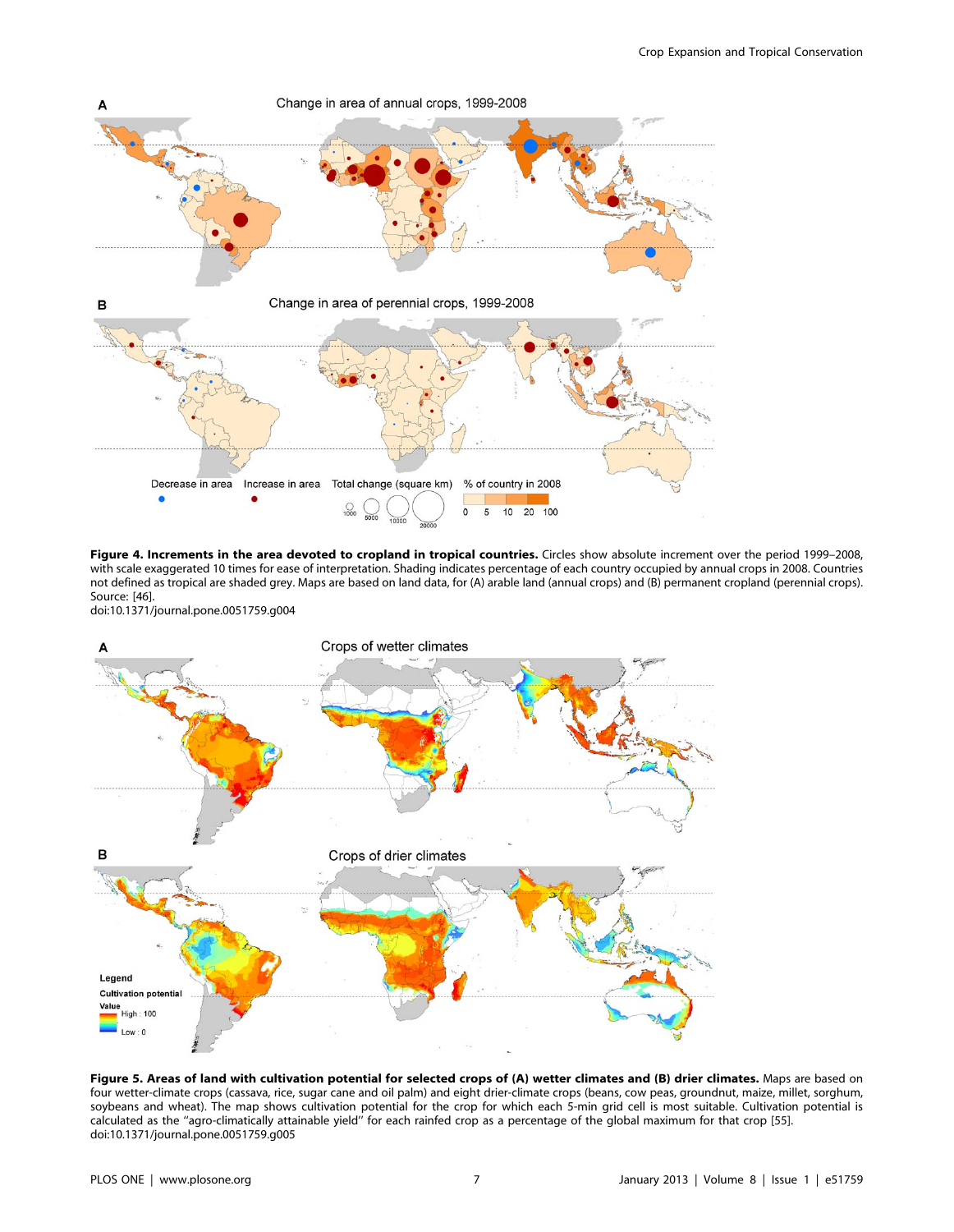**Figure 4. Increments in the area devoted to cropland in tropical countries.** Circles show absolute increment over the period 1999–2008, with scale exaggerated 10 times for ease of interpretation. Shading indicates percentage of each country occupied by annual crops in 2008. Countries not defined as tropical are shaded grey. Maps are based on land data, for (A) arable land (annual crops) and (B) permanent cropland (perennial crops). Source: [46].
doi:10.1371/journal.pone.0051759.g004

**Figure 5. Areas of land with cultivation potential for selected crops of (A) wetter climates and (B) drier climates.** Maps are based on four wetter-climate crops (cassava, rice, sugar cane and oil palm) and eight drier-climate crops (beans, cow peas, groundnut, maize, millet, sorghum, soybeans and wheat). The map shows cultivation potential for the crop for which each 5-min grid cell is most suitable. Cultivation potential is calculated as the "agro-climatically attainable yield" for each rainfed crop as a percentage of the global maximum for that crop [55].
doi:10.1371/journal.pone.0051759.g005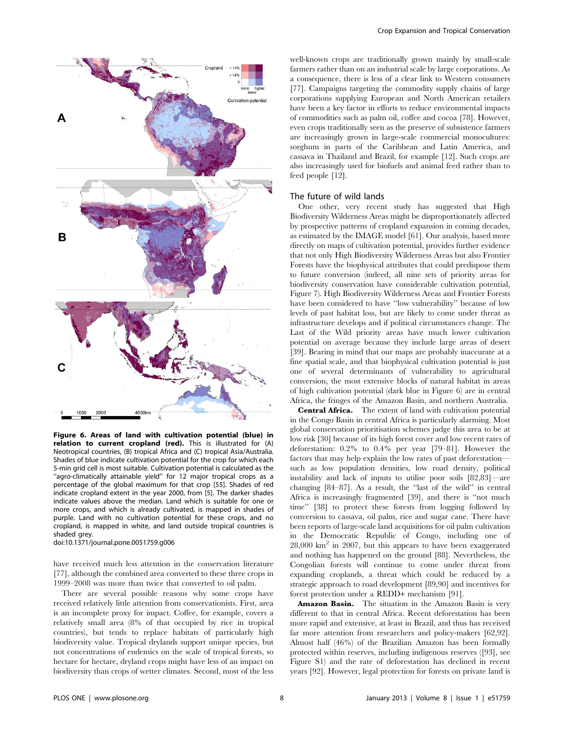**Figure 6. Areas of land with cultivation potential (blue) in relation to current cropland (red).** This is illustrated for (A) Neotropical countries, (B) tropical Africa and (C) tropical Asia/Australia. Shades of blue indicate cultivation potential for the crop for which each 5-min grid cell is most suitable. Cultivation potential is calculated as the "agro-climatically attainable yield" for 12 major tropical crops as a percentage of the global maximum for that crop [55]. Shades of red indicate cropland extent in the year 2000, from [5]. The darker shades indicate values above the median. Land which is suitable for one or more crops, and which is already cultivated, is mapped in shades of purple. Land with no cultivation potential for these crops, and no cropland, is mapped in white, and land outside tropical countries is shaded grey.
doi:10.1371/journal.pone.0051759.g006

have received much less attention in the conservation literature [77], although the combined area converted to these three crops in 1999–2008 was more than twice that converted to oil palm.

There are several possible reasons why some crops have received relatively little attention from conservationists. First, area is an incomplete proxy for impact. Coffee, for example, covers a relatively small area (8% of that occupied by rice in tropical countries), but tends to replace habitats of particularly high biodiversity value. Tropical drylands support unique species, but not concentrations of endemics on the scale of tropical forests, so hectare for hectare, dryland crops might have less of an impact on biodiversity than crops of wetter climates. Second, most of the less well-known crops are traditionally grown mainly by small-scale farmers rather than on an industrial scale by large corporations. As a consequence, there is less of a clear link to Western consumers [77]. Campaigns targeting the commodity supply chains of large corporations supplying European and North American retailers have been a key factor in efforts to reduce environmental impacts of commodities such as palm oil, coffee and cocoa [78]. However, even crops traditionally seen as the preserve of subsistence farmers are increasingly grown in large-scale commercial monocultures: sorghum in parts of the Caribbean and Latin America, and cassava in Thailand and Brazil, for example [12]. Such crops are also increasingly used for biofuels and animal feed rather than to feed people [12].

## The future of wild lands

One other, very recent study has suggested that High Biodiversity Wilderness Areas might be disproportionately affected by prospective patterns of cropland expansion in coming decades, as estimated by the IMAGE model [61]. Our analysis, based more directly on maps of cultivation potential, provides further evidence that not only High Biodiversity Wilderness Areas but also Frontier Forests have the biophysical attributes that could predispose them to future conversion (indeed, all nine sets of priority areas for biodiversity conservation have considerable cultivation potential, Figure 7). High Biodiversity Wilderness Areas and Frontier Forests have been considered to have "low vulnerability" because of low levels of past habitat loss, but are likely to come under threat as infrastructure develops and if political circumstances change. The Last of the Wild priority areas have much lower cultivation potential on average because they include large areas of desert [39]. Bearing in mind that our maps are probably inaccurate at a fine spatial scale, and that biophysical cultivation potential is just one of several determinants of vulnerability to agricultural conversion, the most extensive blocks of natural habitat in areas of high cultivation potential (dark blue in Figure 6) are in central Africa, the fringes of the Amazon Basin, and northern Australia.

**Central Africa.** The extent of land with cultivation potential in the Congo Basin in central Africa is particularly alarming. Most global conservation prioritisation schemes judge this area to be at low risk [30] because of its high forest cover and low recent rates of deforestation: 0.2% to 0.4% per year [79–81]. However the factors that may help explain the low rates of past deforestation—such as low population densities, low road density, political instability and lack of inputs to utilise poor soils [82,83]—are changing [84–87]. As a result, the "last of the wild" in central Africa is increasingly fragmented [39], and there is "not much time" [38] to protect these forests from logging followed by conversion to cassava, oil palm, rice and sugar cane. There have been reports of large-scale land acquisitions for oil palm cultivation in the Democratic Republic of Congo, including one of 28,000 km$^2$ in 2007, but this appears to have been exaggerated and nothing has happened on the ground [88]. Nevertheless, the Congolian forests will continue to come under threat from expanding croplands, a threat which could be reduced by a strategic approach to road development [89,90] and incentives for forest protection under a REDD+ mechanism [91].

**Amazon Basin.** The situation in the Amazon Basin is very different to that in central Africa. Recent deforestation has been more rapid and extensive, at least in Brazil, and thus has received far more attention from researchers and policy-makers [62,92]. Almost half (46%) of the Brazilian Amazon has been formally protected within reserves, including indigenous reserves ([93], see Figure S1) and the rate of deforestation has declined in recent years [92]. However, legal protection for forests on private land is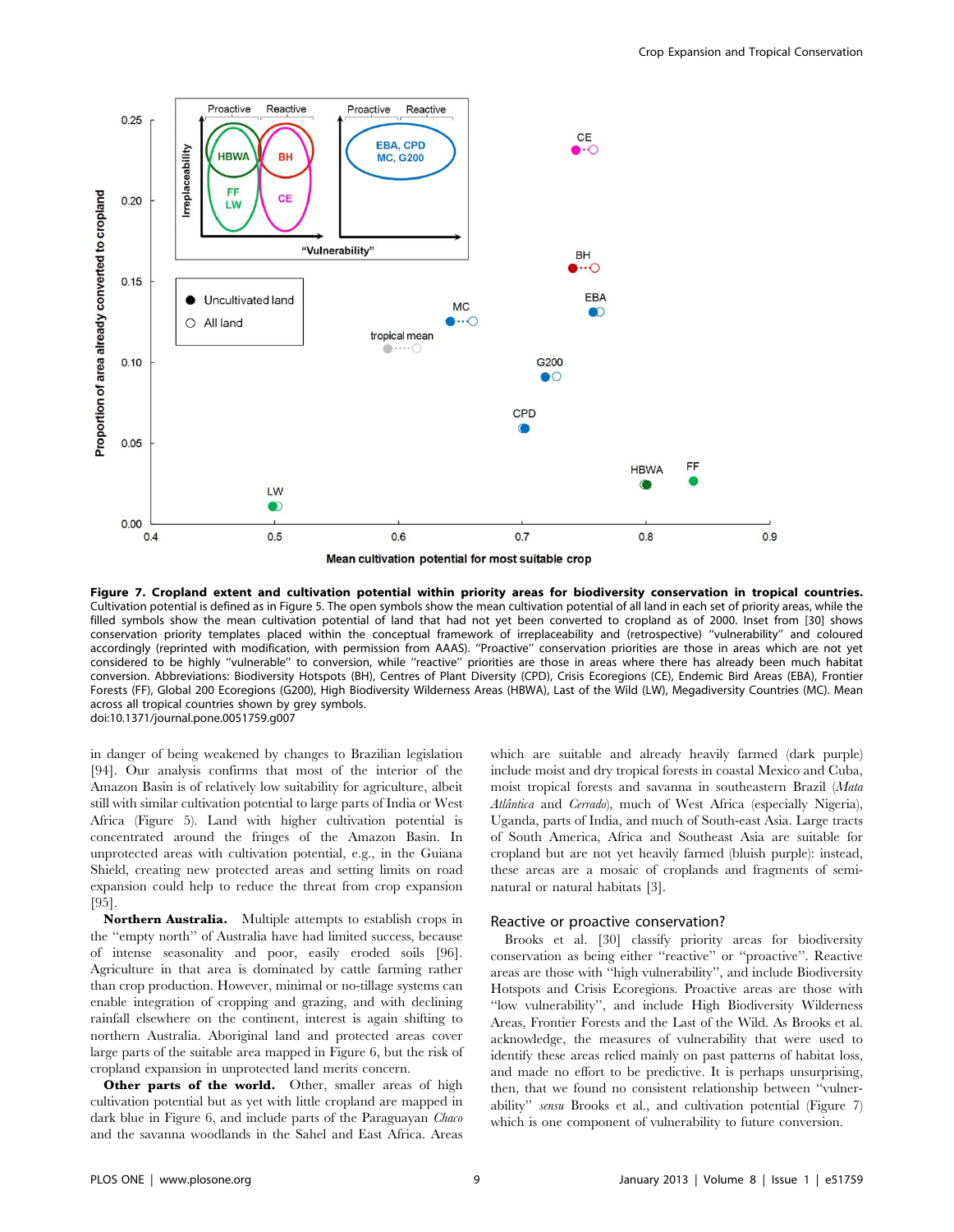**Figure 7. Cropland extent and cultivation potential within priority areas for biodiversity conservation in tropical countries.** Cultivation potential is defined as in Figure 5. The open symbols show the mean cultivation potential of all land in each set of priority areas, while the filled symbols show the mean cultivation potential of land that had not yet been converted to cropland as of 2000. Inset from [30] shows conservation priority templates placed within the conceptual framework of irreplaceability and (retrospective) "vulnerability" and coloured accordingly (reprinted with modification, with permission from AAAS). "Proactive" conservation priorities are those in areas which are not yet considered to be highly "vulnerable" to conversion, while "reactive" priorities are those in areas where there has already been much habitat conversion. Abbreviations: Biodiversity Hotspots (BH), Centres of Plant Diversity (CPD), Crisis Ecoregions (CE), Endemic Bird Areas (EBA), Frontier Forests (FF), Global 200 Ecoregions (G200), High Biodiversity Wilderness Areas (HBWA), Last of the Wild (LW), Megadiversity Countries (MC). Mean across all tropical countries shown by grey symbols.
doi:10.1371/journal.pone.0051759.g007

in danger of being weakened by changes to Brazilian legislation [94]. Our analysis confirms that most of the interior of the Amazon Basin is of relatively low suitability for agriculture, albeit still with similar cultivation potential to large parts of India or West Africa (Figure 5). Land with higher cultivation potential is concentrated around the fringes of the Amazon Basin. In unprotected areas with cultivation potential, e.g., in the Guiana Shield, creating new protected areas and setting limits on road expansion could help to reduce the threat from crop expansion [95].

**Northern Australia.** Multiple attempts to establish crops in the "empty north" of Australia have had limited success, because of intense seasonality and poor, easily eroded soils [96]. Agriculture in that area is dominated by cattle farming rather than crop production. However, minimal or no-tillage systems can enable integration of cropping and grazing, and with declining rainfall elsewhere on the continent, interest is again shifting to northern Australia. Aboriginal land and protected areas cover large parts of the suitable area mapped in Figure 6, but the risk of cropland expansion in unprotected land merits concern.

**Other parts of the world.** Other, smaller areas of high cultivation potential but as yet with little cropland are mapped in dark blue in Figure 6, and include parts of the Paraguayan *Chaco* and the savanna woodlands in the Sahel and East Africa. Areas which are suitable and already heavily farmed (dark purple) include moist and dry tropical forests in coastal Mexico and Cuba, moist tropical forests and savanna in southeastern Brazil (*Mata Atlântica* and *Cerrado*), much of West Africa (especially Nigeria), Uganda, parts of India, and much of South-east Asia. Large tracts of South America, Africa and Southeast Asia are suitable for cropland but are not yet heavily farmed (bluish purple): instead, these areas are a mosaic of croplands and fragments of semi-natural or natural habitats [3].

## Reactive or proactive conservation?

Brooks et al. [30] classify priority areas for biodiversity conservation as being either "reactive" or "proactive". Reactive areas are those with "high vulnerability", and include Biodiversity Hotspots and Crisis Ecoregions. Proactive areas are those with "low vulnerability", and include High Biodiversity Wilderness Areas, Frontier Forests and the Last of the Wild. As Brooks et al. acknowledge, the measures of vulnerability that were used to identify these areas relied mainly on past patterns of habitat loss, and made no effort to be predictive. It is perhaps unsurprising, then, that we found no consistent relationship between "vulnerability" *sensu* Brooks et al., and cultivation potential (Figure 7) which is one component of vulnerability to future conversion.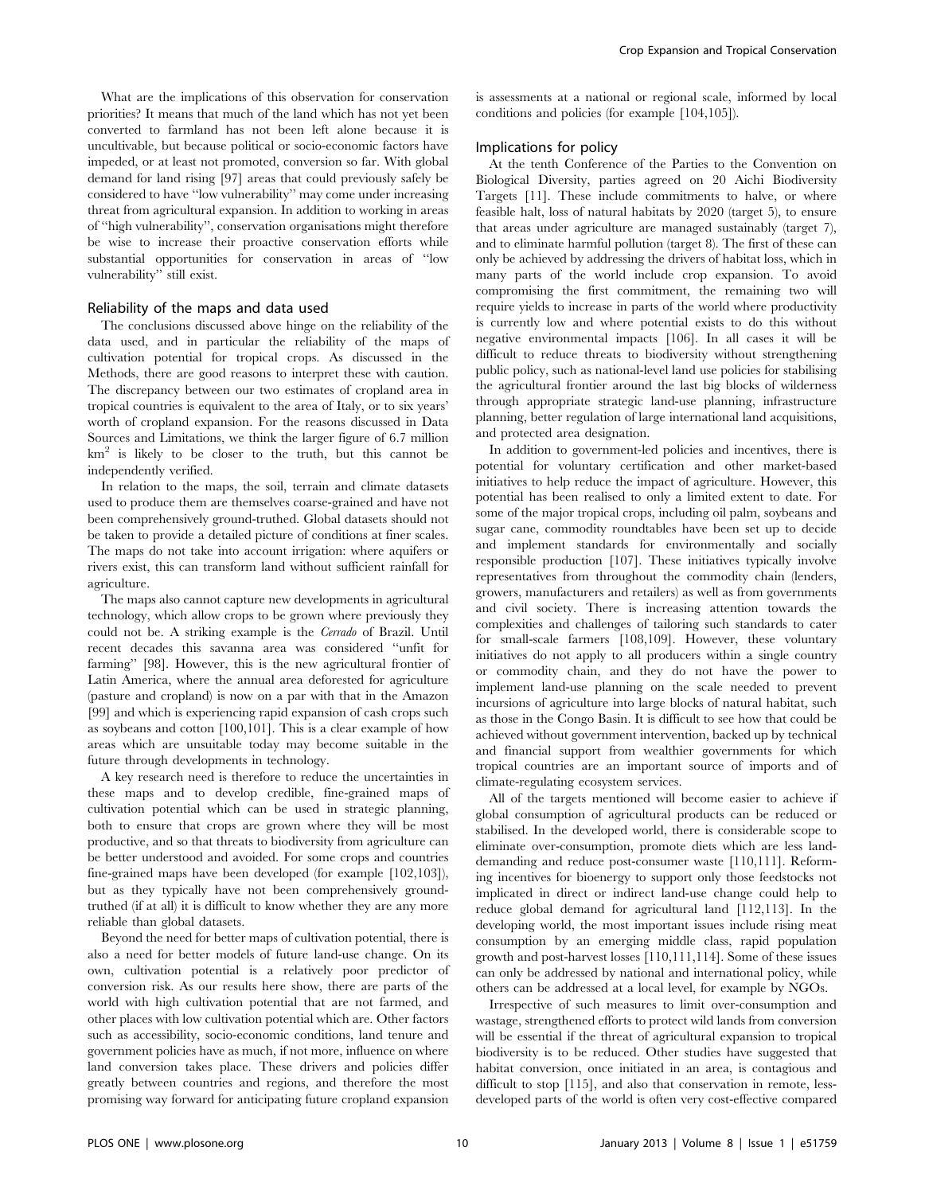What are the implications of this observation for conservation priorities? It means that much of the land which has not yet been converted to farmland has not been left alone because it is uncultivable, but because political or socio-economic factors have impeded, or at least not promoted, conversion so far. With global demand for land rising [97] areas that could previously safely be considered to have "low vulnerability" may come under increasing threat from agricultural expansion. In addition to working in areas of "high vulnerability", conservation organisations might therefore be wise to increase their proactive conservation efforts while substantial opportunities for conservation in areas of "low vulnerability" still exist.

### Reliability of the maps and data used

The conclusions discussed above hinge on the reliability of the data used, and in particular the reliability of the maps of cultivation potential for tropical crops. As discussed in the Methods, there are good reasons to interpret these with caution. The discrepancy between our two estimates of cropland area in tropical countries is equivalent to the area of Italy, or to six years' worth of cropland expansion. For the reasons discussed in Data Sources and Limitations, we think the larger figure of 6.7 million $km^2$ is likely to be closer to the truth, but this cannot be independently verified.

In relation to the maps, the soil, terrain and climate datasets used to produce them are themselves coarse-grained and have not been comprehensively ground-truthed. Global datasets should not be taken to provide a detailed picture of conditions at finer scales. The maps do not take into account irrigation: where aquifers or rivers exist, this can transform land without sufficient rainfall for agriculture.

The maps also cannot capture new developments in agricultural technology, which allow crops to be grown where previously they could not be. A striking example is the *Cerrado* of Brazil. Until recent decades this savanna area was considered "unfit for farming" [98]. However, this is the new agricultural frontier of Latin America, where the annual area deforested for agriculture (pasture and cropland) is now on a par with that in the Amazon [99] and which is experiencing rapid expansion of cash crops such as soybeans and cotton [100,101]. This is a clear example of how areas which are unsuitable today may become suitable in the future through developments in technology.

A key research need is therefore to reduce the uncertainties in these maps and to develop credible, fine-grained maps of cultivation potential which can be used in strategic planning, both to ensure that crops are grown where they will be most productive, and so that threats to biodiversity from agriculture can be better understood and avoided. For some crops and countries fine-grained maps have been developed (for example [102,103]), but as they typically have not been comprehensively ground-truthed (if at all) it is difficult to know whether they are any more reliable than global datasets.

Beyond the need for better maps of cultivation potential, there is also a need for better models of future land-use change. On its own, cultivation potential is a relatively poor predictor of conversion risk. As our results here show, there are parts of the world with high cultivation potential that are not farmed, and other places with low cultivation potential which are. Other factors such as accessibility, socio-economic conditions, land tenure and government policies have as much, if not more, influence on where land conversion takes place. These drivers and policies differ greatly between countries and regions, and therefore the most promising way forward for anticipating future cropland expansion is assessments at a national or regional scale, informed by local conditions and policies (for example [104,105]).

### Implications for policy

At the tenth Conference of the Parties to the Convention on Biological Diversity, parties agreed on 20 Aichi Biodiversity Targets [11]. These include commitments to halve, or where feasible halt, loss of natural habitats by 2020 (target 5), to ensure that areas under agriculture are managed sustainably (target 7), and to eliminate harmful pollution (target 8). The first of these can only be achieved by addressing the drivers of habitat loss, which in many parts of the world include crop expansion. To avoid compromising the first commitment, the remaining two will require yields to increase in parts of the world where productivity is currently low and where potential exists to do this without negative environmental impacts [106]. In all cases it will be difficult to reduce threats to biodiversity without strengthening public policy, such as national-level land use policies for stabilising the agricultural frontier around the last big blocks of wilderness through appropriate strategic land-use planning, infrastructure planning, better regulation of large international land acquisitions, and protected area designation.

In addition to government-led policies and incentives, there is potential for voluntary certification and other market-based initiatives to help reduce the impact of agriculture. However, this potential has been realised to only a limited extent to date. For some of the major tropical crops, including oil palm, soybeans and sugar cane, commodity roundtables have been set up to decide and implement standards for environmentally and socially responsible production [107]. These initiatives typically involve representatives from throughout the commodity chain (lenders, growers, manufacturers and retailers) as well as from governments and civil society. There is increasing attention towards the complexities and challenges of tailoring such standards to cater for small-scale farmers [108,109]. However, these voluntary initiatives do not apply to all producers within a single country or commodity chain, and they do not have the power to implement land-use planning on the scale needed to prevent incursions of agriculture into large blocks of natural habitat, such as those in the Congo Basin. It is difficult to see how that could be achieved without government intervention, backed up by technical and financial support from wealthier governments for which tropical countries are an important source of imports and of climate-regulating ecosystem services.

All of the targets mentioned will become easier to achieve if global consumption of agricultural products can be reduced or stabilised. In the developed world, there is considerable scope to eliminate over-consumption, promote diets which are less land-demanding and reduce post-consumer waste [110,111]. Reforming incentives for bioenergy to support only those feedstocks not implicated in direct or indirect land-use change could help to reduce global demand for agricultural land [112,113]. In the developing world, the most important issues include rising meat consumption by an emerging middle class, rapid population growth and post-harvest losses [110,111,114]. Some of these issues can only be addressed by national and international policy, while others can be addressed at a local level, for example by NGOs.

Irrespective of such measures to limit over-consumption and wastage, strengthened efforts to protect wild lands from conversion will be essential if the threat of agricultural expansion to tropical biodiversity is to be reduced. Other studies have suggested that habitat conversion, once initiated in an area, is contagious and difficult to stop [115], and also that conservation in remote, less-developed parts of the world is often very cost-effective compared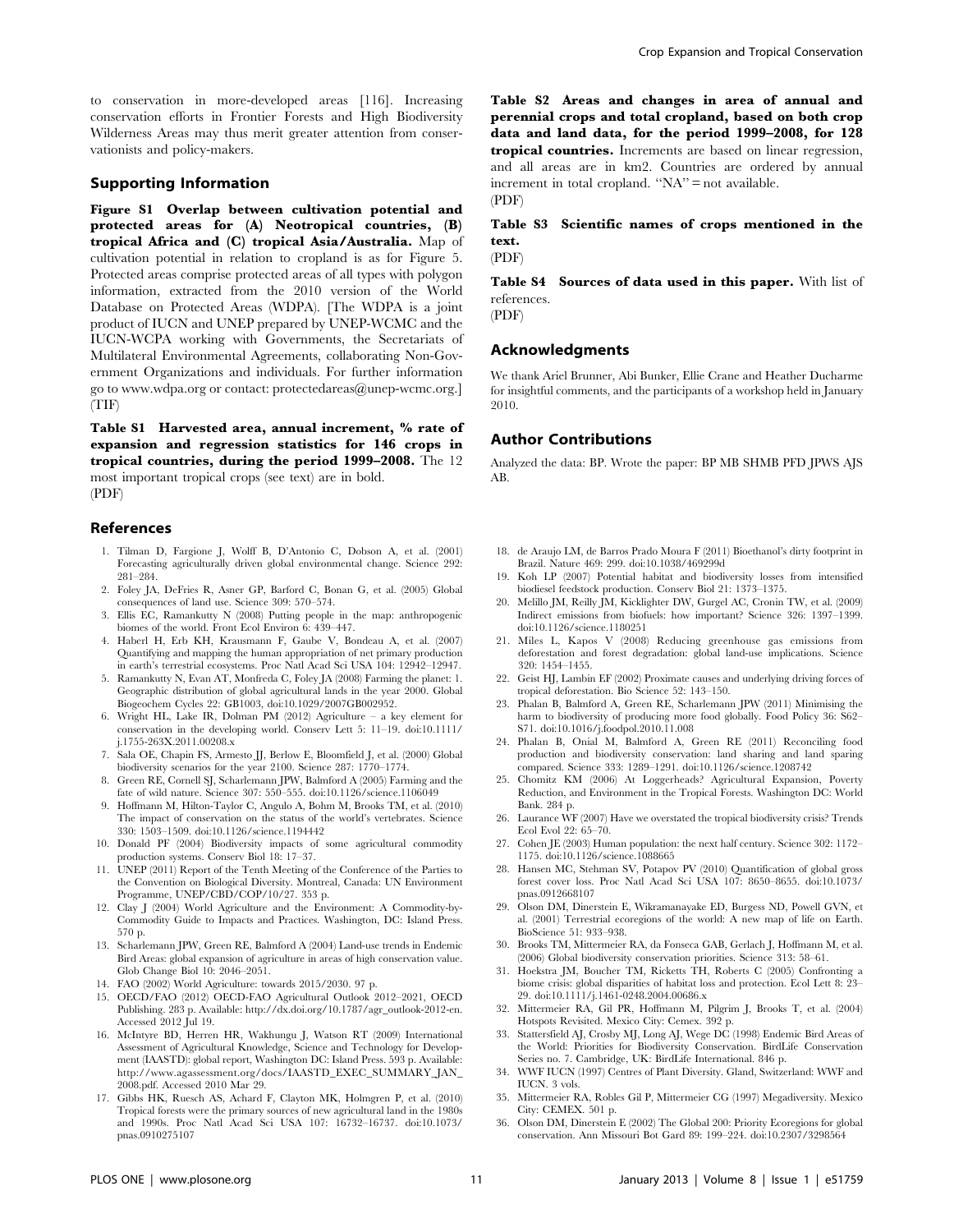to conservation in more-developed areas [116]. Increasing conservation efforts in Frontier Forests and High Biodiversity Wilderness Areas may thus merit greater attention from conservationists and policy-makers.

## Supporting Information

**Figure S1 Overlap between cultivation potential and protected areas for (A) Neotropical countries, (B) tropical Africa and (C) tropical Asia/Australia.** Map of cultivation potential in relation to cropland is as for Figure 5. Protected areas comprise protected areas of all types with polygon information, extracted from the 2010 version of the World Database on Protected Areas (WDPA). [The WDPA is a joint product of IUCN and UNEP prepared by UNEP-WCMC and the IUCN-WCPA working with Governments, the Secretariats of Multilateral Environmental Agreements, collaborating Non-Government Organizations and individuals. For further information go to www.wdpa.org or contact: protectedareas@unep-wcmc.org.]
(TIF)

**Table S1 Harvested area, annual increment, % rate of expansion and regression statistics for 146 crops in tropical countries, during the period 1999–2008.** The 12 most important tropical crops (see text) are in bold.
(PDF)

**Table S2 Areas and changes in area of annual and perennial crops and total cropland, based on both crop data and land data, for the period 1999–2008, for 128 tropical countries.** Increments are based on linear regression, and all areas are in km2. Countries are ordered by annual increment in total cropland. "NA" = not available.
(PDF)

**Table S3 Scientific names of crops mentioned in the text.**
(PDF)

**Table S4 Sources of data used in this paper.** With list of references.
(PDF)

## Acknowledgments

We thank Ariel Brunner, Abi Bunker, Ellie Crane and Heather Ducharme for insightful comments, and the participants of a workshop held in January 2010.

## Author Contributions

Analyzed the data: BP. Wrote the paper: BP MB SHMB PFD JPWS AJS AB.

## References

1. Tilman D, Fargione J, Wolff B, D'Antonio C, Dobson A, et al. (2001) Forecasting agriculturally driven global environmental change. Science 292: 281–284.
2. Foley JA, DeFries R, Asner GP, Barford C, Bonan G, et al. (2005) Global consequences of land use. Science 309: 570–574.
3. Ellis EC, Ramankutty N (2008) Putting people in the map: anthropogenic biomes of the world. Front Ecol Environ 6: 439–447.
4. Haberl H, Erb KH, Krausmann F, Gaube V, Bondeau A, et al. (2007) Quantifying and mapping the human appropriation of net primary production in earth's terrestrial ecosystems. Proc Natl Acad Sci USA 104: 12942–12947.
5. Ramankutty N, Evan AT, Monfreda C, Foley JA (2008) Farming the planet: 1. Geographic distribution of global agricultural lands in the year 2000. Global Biogeochem Cycles 22: GB1003, doi:10.1029/2007GB002952.
6. Wright HL, Lake IR, Dolman PM (2012) Agriculture – a key element for conservation in the developing world. Conserv Lett 5: 11–19. doi:10.1111/j.1755-263X.2011.00208.x
7. Sala OE, Chapin FS, Armesto JJ, Berlow E, Bloomfield J, et al. (2000) Global biodiversity scenarios for the year 2100. Science 287: 1770–1774.
8. Green RE, Cornell SJ, Scharlemann JPW, Balmford A (2005) Farming and the fate of wild nature. Science 307: 550–555. doi:10.1126/science.1106049
9. Hoffmann M, Hilton-Taylor C, Angulo A, Bohm M, Brooks TM, et al. (2010) The impact of conservation on the status of the world's vertebrates. Science 330: 1503–1509. doi:10.1126/science.1194442
10. Donald PF (2004) Biodiversity impacts of some agricultural commodity production systems. Conserv Biol 18: 17–37.
11. UNEP (2011) Report of the Tenth Meeting of the Conference of the Parties to the Convention on Biological Diversity. Montreal, Canada: UN Environment Programme, UNEP/CBD/COP/10/27. 353 p.
12. Clay J (2004) World Agriculture and the Environment: A Commodity-by-Commodity Guide to Impacts and Practices. Washington, DC: Island Press. 570 p.
13. Scharlemann JPW, Green RE, Balmford A (2004) Land-use trends in Endemic Bird Areas: global expansion of agriculture in areas of high conservation value. Glob Change Biol 10: 2046–2051.
14. FAO (2002) World Agriculture: towards 2015/2030. 97 p.
15. OECD/FAO (2012) OECD-FAO Agricultural Outlook 2012–2021, OECD Publishing. 283 p. Available: http://dx.doi.org/10.1787/agr_outlook-2012-en. Accessed 2012 Jul 19.
16. McIntyre BD, Herren HR, Wakhungu J, Watson RT (2009) International Assessment of Agricultural Knowledge, Science and Technology for Development (IAASTD): global report, Washington DC: Island Press. 593 p. Available: http://www.agassessment.org/docs/IAASTD_EXEC_SUMMARY_JAN_2008.pdf. Accessed 2010 Mar 29.
17. Gibbs HK, Ruesch AS, Achard F, Clayton MK, Holmgren P, et al. (2010) Tropical forests were the primary sources of new agricultural land in the 1980s and 1990s. Proc Natl Acad Sci USA 107: 16732–16737. doi:10.1073/pnas.0910275107
18. de Araujo LM, de Barros Prado Moura F (2011) Bioethanol's dirty footprint in Brazil. Nature 469: 299. doi:10.1038/469299d
19. Koh LP (2007) Potential habitat and biodiversity losses from intensified biodiesel feedstock production. Conserv Biol 21: 1373–1375.
20. Melillo JM, Reilly JM, Kicklighter DW, Gurgel AC, Cronin TW, et al. (2009) Indirect emissions from biofuels: how important? Science 326: 1397–1399. doi:10.1126/science.1180251
21. Miles L, Kapos V (2008) Reducing greenhouse gas emissions from deforestation and forest degradation: global land-use implications. Science 320: 1454–1455.
22. Geist HJ, Lambin EF (2002) Proximate causes and underlying driving forces of tropical deforestation. Bio Science 52: 143–150.
23. Phalan B, Balmford A, Green RE, Scharlemann JPW (2011) Minimising the harm to biodiversity of producing more food globally. Food Policy 36: S62–S71. doi:10.1016/j.foodpol.2010.11.008
24. Phalan B, Onial M, Balmford A, Green RE (2011) Reconciling food production and biodiversity conservation: land sharing and land sparing compared. Science 333: 1289–1291. doi:10.1126/science.1208742
25. Chomitz KM (2006) At Loggerheads? Agricultural Expansion, Poverty Reduction, and Environment in the Tropical Forests. Washington DC: World Bank. 284 p.
26. Laurance WF (2007) Have we overstated the tropical biodiversity crisis? Trends Ecol Evol 22: 65–70.
27. Cohen JE (2003) Human population: the next half century. Science 302: 1172–1175. doi:10.1126/science.1088665
28. Hansen MC, Stehman SV, Potapov PV (2010) Quantification of global gross forest cover loss. Proc Natl Acad Sci USA 107: 8650–8655. doi:10.1073/pnas.0912668107
29. Olson DM, Dinerstein E, Wikramanayake ED, Burgess ND, Powell GVN, et al. (2001) Terrestrial ecoregions of the world: A new map of life on Earth. BioScience 51: 933–938.
30. Brooks TM, Mittermeier RA, da Fonseca GAB, Gerlach J, Hoffmann M, et al. (2006) Global biodiversity conservation priorities. Science 313: 58–61.
31. Hoekstra JM, Boucher TM, Ricketts TH, Roberts C (2005) Confronting a biome crisis: global disparities of habitat loss and protection. Ecol Lett 8: 23–29. doi:10.1111/j.1461-0248.2004.00686.x
32. Mittermeier RA, Gil PR, Hoffmann M, Pilgrim J, Brooks T, et al. (2004) Hotspots Revisited. Mexico City: Cemex. 392 p.
33. Stattersfield AJ, Crosby MJ, Long AJ, Wege DC (1998) Endemic Bird Areas of the World: Priorities for Biodiversity Conservation. BirdLife Conservation Series no. 7. Cambridge, UK: BirdLife International. 846 p.
34. WWF IUCN (1997) Centres of Plant Diversity. Gland, Switzerland: WWF and IUCN. 3 vols.
35. Mittermeier RA, Robles Gil P, Mittermeier CG (1997) Megadiversity. Mexico City: CEMEX. 501 p.
36. Olson DM, Dinerstein E (2002) The Global 200: Priority Ecoregions for global conservation. Ann Missouri Bot Gard 89: 199–224. doi:10.2307/3298564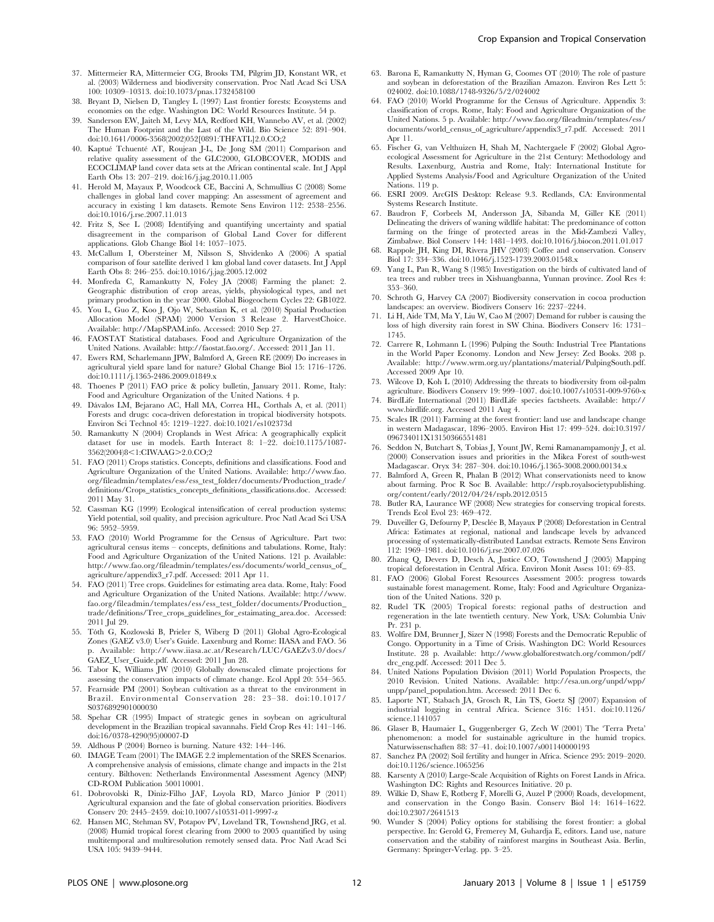37. Mittermeier RA, Mittermeier CG, Brooks TM, Pilgrim JD, Konstant WR, et al. (2003) Wilderness and biodiversity conservation. Proc Natl Acad Sci USA 100: 10309–10313. doi:10.1073/pnas.1732458100
38. Bryant D, Nielsen D, Tangley L (1997) Last frontier forests: Ecosystems and economies on the edge. Washington DC: World Resources Institute. 54 p.
39. Sanderson EW, Jaiteh M, Levy MA, Redford KH, Wannebo AV, et al. (2002) The Human Footprint and the Last of the Wild. Bio Science 52: 891–904. doi:10.1641/0006-3568(2002)052[0891:THFATL]2.0.CO;2
40. Kaptué Tchuenté AT, Roujean J-L, De Jong SM (2011) Comparison and relative quality assessment of the GLC2000, GLOBCOVER, MODIS and ECOCLIMAP land cover data sets at the African continental scale. Int J Appl Earth Obs 13: 207–219. doi:16/j.jag.2010.11.005
41. Herold M, Mayaux P, Woodcock CE, Baccini A, Schmullius C (2008) Some challenges in global land cover mapping: An assessment of agreement and accuracy in existing 1 km datasets. Remote Sens Environ 112: 2538–2556. doi:10.1016/j.rse.2007.11.013
42. Fritz S, See L (2008) Identifying and quantifying uncertainty and spatial disagreement in the comparison of Global Land Cover for different applications. Glob Change Biol 14: 1057–1075.
43. McCallum I, Obersteiner M, Nilsson S, Shvidenko A (2006) A spatial comparison of four satellite derived 1 km global land cover datasets. Int J Appl Earth Obs 8: 246–255. doi:10.1016/j.jag.2005.12.002
44. Monfreda C, Ramankutty N, Foley JA (2008) Farming the planet: 2. Geographic distribution of crop areas, yields, physiological types, and net primary production in the year 2000. Global Biogeochem Cycles 22: GB1022.
45. You L, Guo Z, Koo J, Ojo W, Sebastian K, et al. (2010) Spatial Production Allocation Model (SPAM) 2000 Version 3 Release 2. HarvestChoice. Available: http://MapSPAM.info. Accessed: 2010 Sep 27.
46. FAOSTAT Statistical databases. Food and Agriculture Organization of the United Nations. Available: http://faostat.fao.org/. Accessed: 2011 Jan 11.
47. Ewers RM, Scharlemann JPW, Balmford A, Green RE (2009) Do increases in agricultural yield spare land for nature? Global Change Biol 15: 1716–1726. doi:10.1111/j.1365-2486.2009.01849.x
48. Thoenes P (2011) FAO price & policy bulletin, January 2011. Rome, Italy: Food and Agriculture Organization of the United Nations. 4 p.
49. Dávalos LM, Bejarano AC, Hall MA, Correa HL, Corthals A, et al. (2011) Forests and drugs: coca-driven deforestation in tropical biodiversity hotspots. Environ Sci Technol 45: 1219–1227. doi:10.1021/es102373d
50. Ramankutty N (2004) Croplands in West Africa: A geographically explicit dataset for use in models. Earth Interact 8: 1–22. doi:10.1175/1087-3562(2004)8<1:CIWAAG>2.0.CO;2
51. FAO (2011) Crops statistics. Concepts, definitions and classifications. Food and Agriculture Organization of the United Nations. Available: http://www.fao.org/fileadmin/templates/ess/ess_test_folder/documents/Production_trade/definitions/Crops_statistics_concepts_definitions_classifications.doc. Accessed: 2011 May 31.
52. Cassman KG (1999) Ecological intensification of cereal production systems: Yield potential, soil quality, and precision agriculture. Proc Natl Acad Sci USA 96: 5952–5959.
53. FAO (2010) World Programme for the Census of Agriculture. Part two: agricultural census items – concepts, definitions and tabulations. Rome, Italy: Food and Agriculture Organization of the United Nations. 121 p. Available: http://www.fao.org/fileadmin/templates/ess/documents/world_census_of_agriculture/appendix3_r7.pdf. Accessed: 2011 Apr 11.
54. FAO (2011) Tree crops. Guidelines for estimating area data. Rome, Italy: Food and Agriculture Organization of the United Nations. Available: http://www.fao.org/fileadmin/templates/ess/ess_test_folder/documents/Production_trade/definitions/Tree_crops_guidelines_for_estaimating_area.doc. Accessed: 2011 Jul 29.
55. Tóth G, Kozlowski B, Prieler S, Wiberg D (2011) Global Agro-Ecological Zones (GAEZ v3.0) User's Guide. Laxenburg and Rome: IIASA and FAO. 56 p. Available: http://www.iiasa.ac.at/Research/LUC/GAEZv3.0/docs/GAEZ_User_Guide.pdf. Accessed: 2011 Jun 28.
56. Tabor K, Williams JW (2010) Globally downscaled climate projections for assessing the conservation impacts of climate change. Ecol Appl 20: 554–565.
57. Fearnside PM (2001) Soybean cultivation as a threat to the environment in Brazil. Environmental Conservation 28: 23–38. doi:10.1017/S0376892901000030
58. Spehar CR (1995) Impact of strategic genes in soybean on agricultural development in the Brazilian tropical savannahs. Field Crop Res 41: 141–146. doi:16/0378-4290(95)00007-D
59. Aldhous P (2004) Borneo is burning. Nature 432: 144–146.
60. IMAGE Team (2001) The IMAGE 2.2 implementation of the SRES Scenarios. A comprehensive analysis of emissions, climate change and impacts in the 21st century. Bilthoven: Netherlands Environmental Assessment Agency (MNP) CD-ROM Publication 500110001.
61. Dobrovolski R, Diniz-Filho JAF, Loyola RD, Marco Júnior P (2011) Agricultural expansion and the fate of global conservation priorities. Biodivers Conserv 20: 2445–2459. doi:10.1007/s10531-011-9997-z
62. Hansen MC, Stehman SV, Potapov PV, Loveland TR, Townshend JRG, et al. (2008) Humid tropical forest clearing from 2000 to 2005 quantified by using multitemporal and multiresolution remotely sensed data. Proc Natl Acad Sci USA 105: 9439–9444.
63. Barona E, Ramankutty N, Hyman G, Coomes OT (2010) The role of pasture and soybean in deforestation of the Brazilian Amazon. Environ Res Lett 5: 024002. doi:10.1088/1748-9326/5/2/024002
64. FAO (2010) World Programme for the Census of Agriculture. Appendix 3: classification of crops. Rome, Italy: Food and Agriculture Organization of the United Nations. 5 p. Available: http://www.fao.org/fileadmin/templates/ess/documents/world_census_of_agriculture/appendix3_r7.pdf. Accessed: 2011 Apr 11.
65. Fischer G, van Velthuizen H, Shah M, Nachtergaele F (2002) Global Agro-ecological Assessment for Agriculture in the 21st Century: Methodology and Results. Laxenburg, Austria and Rome, Italy: International Institute for Applied Systems Analysis/Food and Agriculture Organization of the United Nations. 119 p.
66. ESRI 2009. ArcGIS Desktop: Release 9.3. Redlands, CA: Environmental Systems Research Institute.
67. Baudron F, Corbeels M, Andersson JA, Sibanda M, Giller KE (2011) Delineating the drivers of waning wildlife habitat: The predominance of cotton farming on the fringe of protected areas in the Mid-Zambezi Valley, Zimbabwe. Biol Conserv 144: 1481–1493. doi:10.1016/j.biocon.2011.01.017
68. Rappole JH, King DI, Rivera JHV (2003) Coffee and conservation. Conserv Biol 17: 334–336. doi:10.1046/j.1523-1739.2003.01548.x
69. Yang L, Pan R, Wang S (1985) Investigation on the birds of cultivated land of tea trees and rubber trees in Xishuangbanna, Yunnan province. Zool Res 4: 353–360.
70. Schroth G, Harvey CA (2007) Biodiversity conservation in cocoa production landscapes: an overview. Biodivers Conserv 16: 2237–2244.
71. Li H, Aide TM, Ma Y, Liu W, Cao M (2007) Demand for rubber is causing the loss of high diversity rain forest in SW China. Biodivers Conserv 16: 1731–1745.
72. Carrere R, Lohmann L (1996) Pulping the South: Industrial Tree Plantations in the World Paper Economy. London and New Jersey: Zed Books. 208 p. Available: http://www.wrm.org.uy/plantations/material/PulpingSouth.pdf. Accessed 2009 Apr 10.
73. Wilcove D, Koh L (2010) Addressing the threats to biodiversity from oil-palm agriculture. Biodivers Conserv 19: 999–1007. doi:10.1007/s10531-009-9760-x
74. BirdLife International (2011) BirdLife species factsheets. Available: http://www.birdlife.org. Accessed 2011 Aug 4.
75. Scales IR (2011) Farming at the forest frontier: land use and landscape change in western Madagascar, 1896–2005. Environ Hist 17: 499–524. doi:10.3197/096734011X13150366551481
76. Seddon N, Butchart S, Tobias J, Yount JW, Remi Ramanampamonjy J, et al. (2000) Conservation issues and priorities in the Mikea Forest of south-west Madagascar. Oryx 34: 287–304. doi:10.1046/j.1365-3008.2000.00134.x
77. Balmford A, Green R, Phalan B (2012) What conservationists need to know about farming. Proc R Soc B. Available: http://rspb.royalsocietypublishing.org/content/early/2012/04/24/rspb.2012.0515
78. Butler RA, Laurance WF (2008) New strategies for conserving tropical forests. Trends Ecol Evol 23: 469–472.
79. Duveiller G, Defourny P, Desclée B, Mayaux P (2008) Deforestation in Central Africa: Estimates at regional, national and landscape levels by advanced processing of systematically-distributed Landsat extracts. Remote Sens Environ 112: 1969–1981. doi:10.1016/j.rse.2007.07.026
80. Zhang Q, Devers D, Desch A, Justice CO, Townshend J (2005) Mapping tropical deforestation in Central Africa. Environ Monit Assess 101: 69–83.
81. FAO (2006) Global Forest Resources Assessment 2005: progress towards sustainable forest management. Rome, Italy: Food and Agriculture Organization of the United Nations. 320 p.
82. Rudel TK (2005) Tropical forests: regional paths of destruction and regeneration in the late twentieth century. New York, USA: Columbia Univ Pr. 231 p.
83. Wolfire DM, Brunner J, Sizer N (1998) Forests and the Democratic Republic of Congo. Opportunity in a Time of Crisis. Washington DC: World Resources Institute. 28 p. Available: http://www.globalforestwatch.org/common/pdf/drc_eng.pdf. Accessed: 2011 Dec 5.
84. United Nations Population Division (2011) World Population Prospects, the 2010 Revision. United Nations. Available: http://esa.un.org/unpd/wpp/unpp/panel_population.htm. Accessed: 2011 Dec 6.
85. Laporte NT, Stabach JA, Grosch R, Lin TS, Goetz SJ (2007) Expansion of industrial logging in central Africa. Science 316: 1451. doi:10.1126/science.1141057
86. Glaser B, Haumaier L, Guggenberger G, Zech W (2001) The 'Terra Preta' phenomenon: a model for sustainable agriculture in the humid tropics. Naturwissenschaften 88: 37–41. doi:10.1007/s001140000193
87. Sanchez PA (2002) Soil fertility and hunger in Africa. Science 295: 2019–2020. doi:10.1126/science.1065256
88. Karsenty A (2010) Large-Scale Acquisition of Rights on Forest Lands in Africa. Washington DC: Rights and Resources Initiative. 20 p.
89. Wilkie D, Shaw E, Rotberg F, Morelli G, Auzel P (2000) Roads, development, and conservation in the Congo Basin. Conserv Biol 14: 1614–1622. doi:10.2307/2641513
90. Wunder S (2004) Policy options for stabilising the forest frontier: a global perspective. In: Gerold G, Fremerey M, Guhardja E, editors. Land use, nature conservation and the stability of rainforest margins in Southeast Asia. Berlin, Germany: Springer-Verlag. pp. 3–25.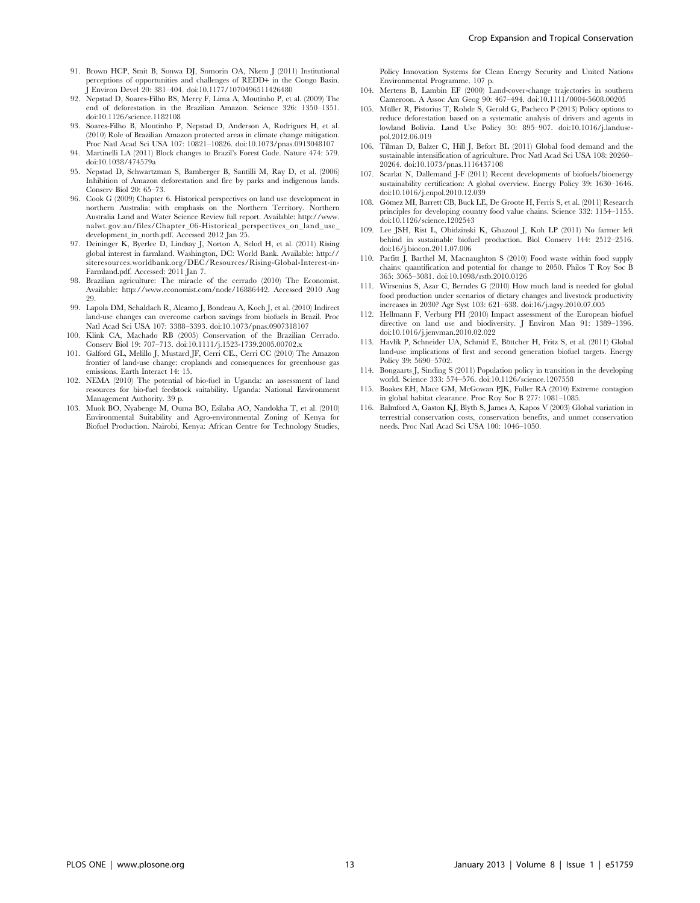91. Brown HCP, Smit B, Sonwa DJ, Somorin OA, Nkem J (2011) Institutional perceptions of opportunities and challenges of REDD+ in the Congo Basin. J Environ Devel 20: 381–404. doi:10.1177/1070496511426480
92. Nepstad D, Soares-Filho BS, Merry F, Lima A, Moutinho P, et al. (2009) The end of deforestation in the Brazilian Amazon. Science 326: 1350–1351. doi:10.1126/science.1182108
93. Soares-Filho B, Moutinho P, Nepstad D, Anderson A, Rodrigues H, et al. (2010) Role of Brazilian Amazon protected areas in climate change mitigation. Proc Natl Acad Sci USA 107: 10821–10826. doi:10.1073/pnas.0913048107
94. Martinelli LA (2011) Block changes to Brazil's Forest Code. Nature 474: 579. doi:10.1038/474579a
95. Nepstad D, Schwartzman S, Bamberger B, Santilli M, Ray D, et al. (2006) Inhibition of Amazon deforestation and fire by parks and indigenous lands. Conserv Biol 20: 65–73.
96. Cook G (2009) Chapter 6. Historical perspectives on land use development in northern Australia: with emphasis on the Northern Territory. Northern Australia Land and Water Science Review full report. Available: http://www.nalwt.gov.au/files/Chapter_06-Historical_perspectives_on_land_use_development_in_north.pdf. Accessed 2012 Jan 25.
97. Deininger K, Byerlee D, Lindsay J, Norton A, Selod H, et al. (2011) Rising global interest in farmland. Washington, DC: World Bank. Available: http://siteresources.worldbank.org/DEC/Resources/Rising-Global-Interest-in-Farmland.pdf. Accessed: 2011 Jan 7.
98. Brazilian agriculture: The miracle of the cerrado (2010) The Economist. Available: http://www.economist.com/node/16886442. Accessed 2010 Aug 29.
99. Lapola DM, Schaldach R, Alcamo J, Bondeau A, Koch J, et al. (2010) Indirect land-use changes can overcome carbon savings from biofuels in Brazil. Proc Natl Acad Sci USA 107: 3388–3393. doi:10.1073/pnas.0907318107
100. Klink CA, Machado RB (2005) Conservation of the Brazilian Cerrado. Conserv Biol 19: 707–713. doi:10.1111/j.1523-1739.2005.00702.x
101. Galford GL, Melillo J, Mustard JF, Cerri CE., Cerri CC (2010) The Amazon frontier of land-use change: croplands and consequences for greenhouse gas emissions. Earth Interact 14: 15.
102. NEMA (2010) The potential of bio-fuel in Uganda: an assessment of land resources for bio-fuel feedstock suitability. Uganda: National Environment Management Authority. 39 p.
103. Muok BO, Nyabenge M, Ouma BO, Esilaba AO, Nandokha T, et al. (2010) Environmental Suitability and Agro-environmental Zoning of Kenya for Biofuel Production. Nairobi, Kenya: African Centre for Technology Studies, Policy Innovation Systems for Clean Energy Security and United Nations Environmental Programme. 107 p.
104. Mertens B, Lambin EF (2000) Land-cover-change trajectories in southern Cameroon. A Assoc Am Geog 90: 467–494. doi:10.1111/0004-5608.00205
105. Müller R, Pistorius T, Rohde S, Gerold G, Pacheco P (2013) Policy options to reduce deforestation based on a systematic analysis of drivers and agents in lowland Bolivia. Land Use Policy 30: 895–907. doi:10.1016/j.landusepol.2012.06.019
106. Tilman D, Balzer C, Hill J, Befort BL (2011) Global food demand and the sustainable intensification of agriculture. Proc Natl Acad Sci USA 108: 20260–20264. doi:10.1073/pnas.1116437108
107. Scarlat N, Dallemand J-F (2011) Recent developments of biofuels/bioenergy sustainability certification: A global overview. Energy Policy 39: 1630–1646. doi:10.1016/j.enpol.2010.12.039
108. Gómez MI, Barrett CB, Buck LE, De Groote H, Ferris S, et al. (2011) Research principles for developing country food value chains. Science 332: 1154–1155. doi:10.1126/science.1202543
109. Lee JSH, Rist L, Obidzinski K, Ghazoul J, Koh LP (2011) No farmer left behind in sustainable biofuel production. Biol Conserv 144: 2512–2516. doi:16/j.biocon.2011.07.006
110. Parfitt J, Barthel M, Macnaughton S (2010) Food waste within food supply chains: quantification and potential for change to 2050. Philos T Roy Soc B 365: 3065–3081. doi:10.1098/rstb.2010.0126
111. Wirsenius S, Azar C, Berndes G (2010) How much land is needed for global food production under scenarios of dietary changes and livestock productivity increases in 2030? Agr Syst 103: 621–638. doi:16/j.agsy.2010.07.005
112. Hellmann F, Verburg PH (2010) Impact assessment of the European biofuel directive on land use and biodiversity. J Environ Man 91: 1389–1396. doi:10.1016/j.jenvman.2010.02.022
113. Havlík P, Schneider UA, Schmid E, Böttcher H, Fritz S, et al. (2011) Global land-use implications of first and second generation biofuel targets. Energy Policy 39: 5690–5702.
114. Bongaarts J, Sinding S (2011) Population policy in transition in the developing world. Science 333: 574–576. doi:10.1126/science.1207558
115. Boakes EH, Mace GM, McGowan PJK, Fuller RA (2010) Extreme contagion in global habitat clearance. Proc Roy Soc B 277: 1081–1085.
116. Balmford A, Gaston KJ, Blyth S, James A, Kapos V (2003) Global variation in terrestrial conservation costs, conservation benefits, and unmet conservation needs. Proc Natl Acad Sci USA 100: 1046–1050.